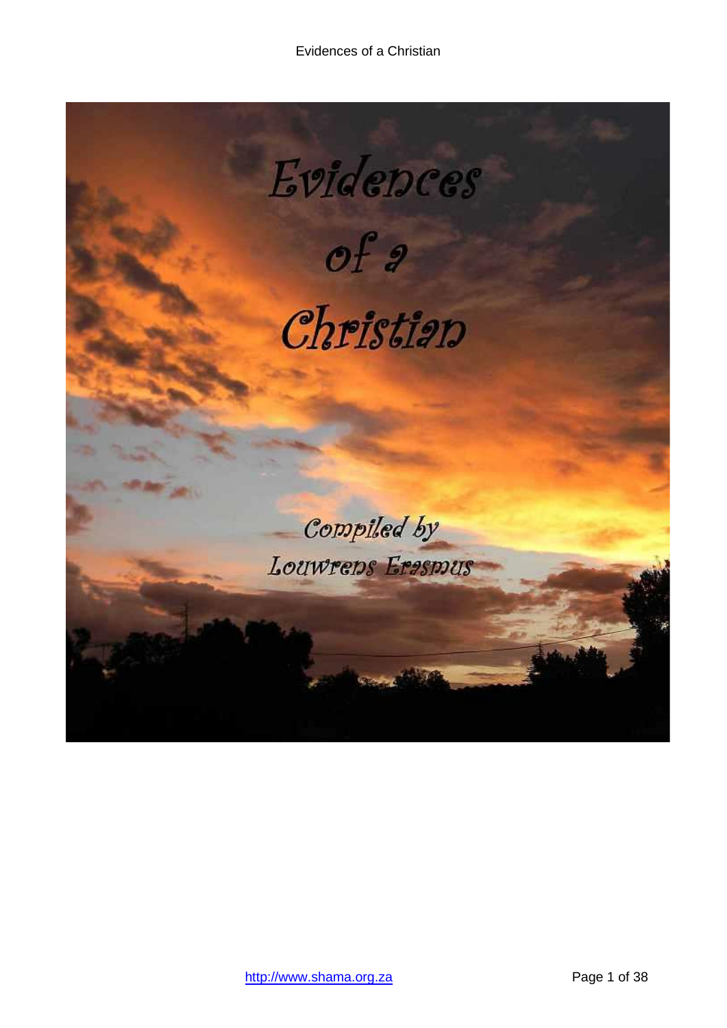# Evidences of a Christian

Compiled by

Louwrens Erasmus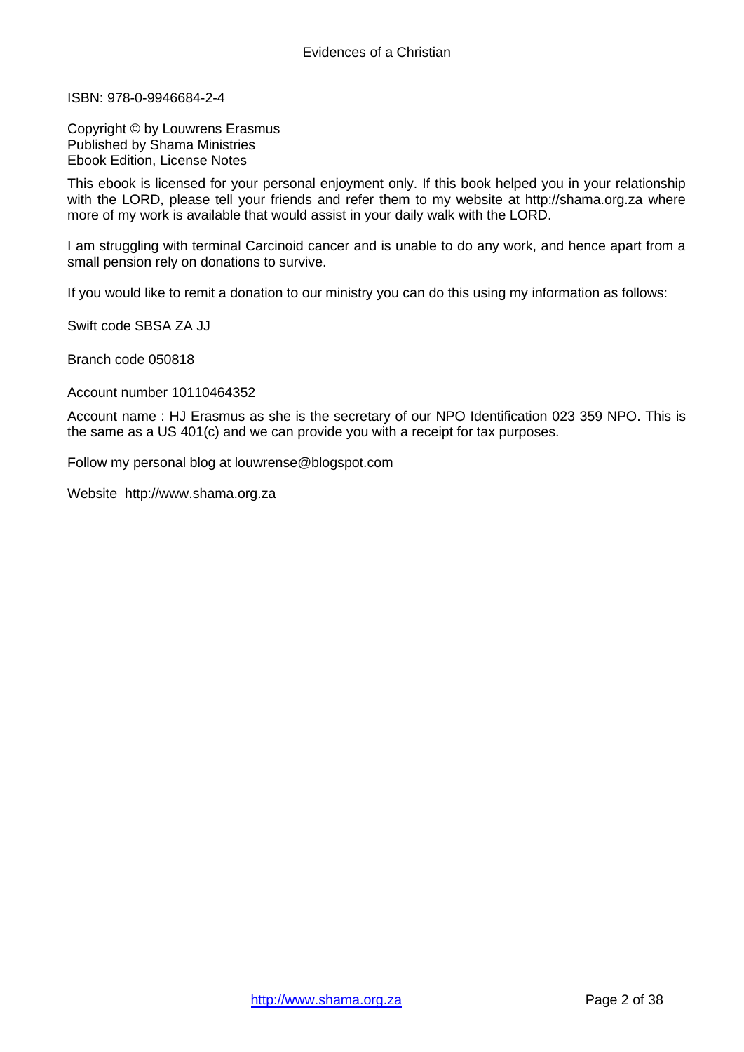ISBN: 978-0-9946684-2-4

Copyright © by Louwrens Erasmus
Published by Shama Ministries
Ebook Edition, License Notes

This ebook is licensed for your personal enjoyment only. If this book helped you in your relationship with the LORD, please tell your friends and refer them to my website at http://shama.org.za where more of my work is available that would assist in your daily walk with the LORD.

I am struggling with terminal Carcinoid cancer and is unable to do any work, and hence apart from a small pension rely on donations to survive.

If you would like to remit a donation to our ministry you can do this using my information as follows:

Swift code SBSA ZA JJ

Branch code 050818

Account number 10110464352

Account name : HJ Erasmus as she is the secretary of our NPO Identification 023 359 NPO. This is the same as a US 401(c) and we can provide you with a receipt for tax purposes.

Follow my personal blog at louwrense@blogspot.com

Website http://www.shama.org.za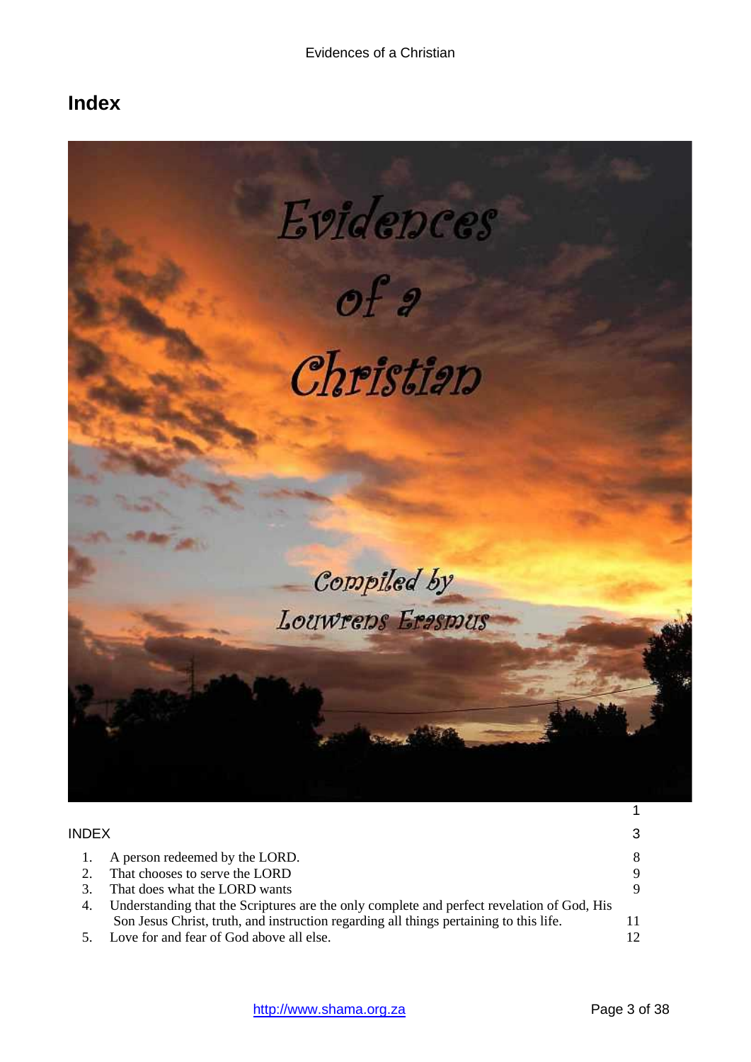# Index

| | |
|---|---|
| | 1 |
| INDEX | 3 |
| 1. A person redeemed by the LORD. | 8 |
| 2. That chooses to serve the LORD | 9 |
| 3. That does what the LORD wants | 9 |
| 4. Understanding that the Scriptures are the only complete and perfect revelation of God, His Son Jesus Christ, truth, and instruction regarding all things pertaining to this life. | 11 |
| 5. Love for and fear of God above all else. | 12 |

http://www.shama.org.za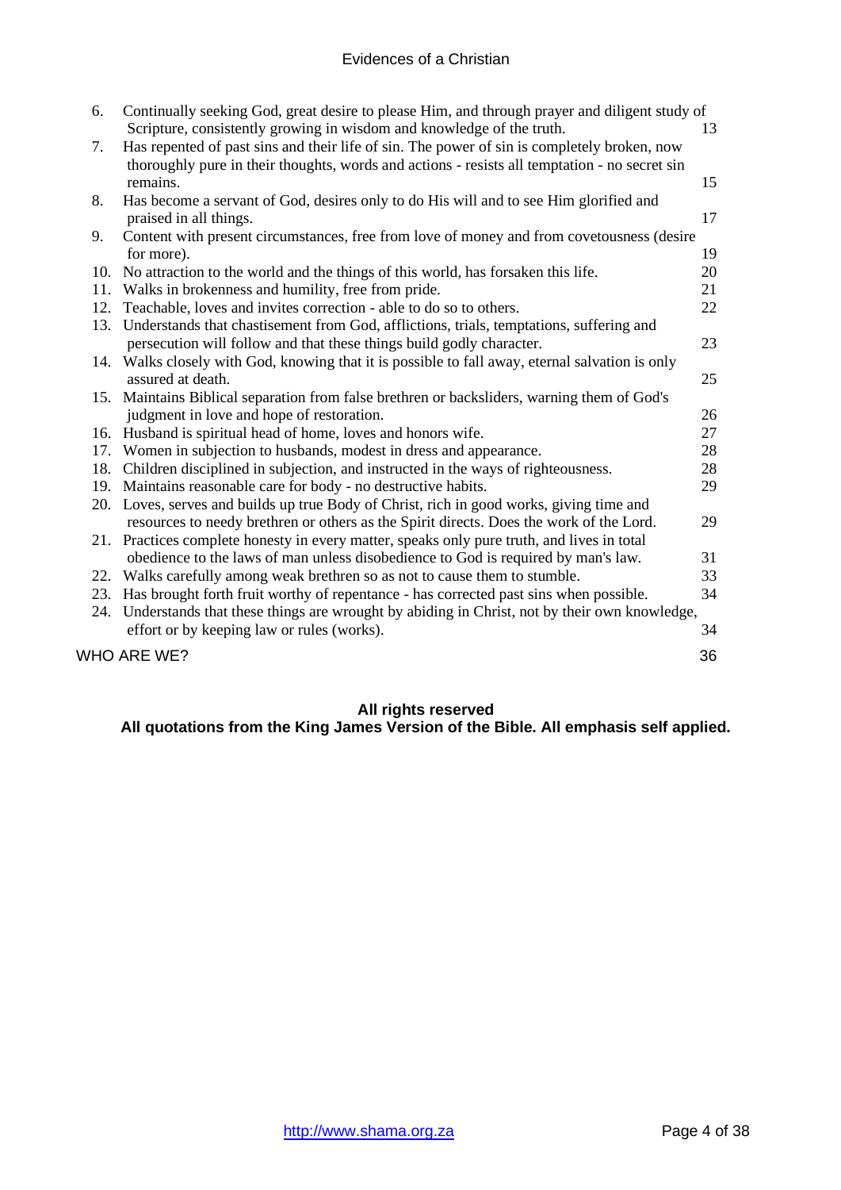6. Continually seeking God, great desire to please Him, and through prayer and diligent study of Scripture, consistently growing in wisdom and knowledge of the truth. 13
7. Has repented of past sins and their life of sin. The power of sin is completely broken, now thoroughly pure in their thoughts, words and actions - resists all temptation - no secret sin remains. 15
8. Has become a servant of God, desires only to do His will and to see Him glorified and praised in all things. 17
9. Content with present circumstances, free from love of money and from covetousness (desire for more). 19
10. No attraction to the world and the things of this world, has forsaken this life. 20
11. Walks in brokenness and humility, free from pride. 21
12. Teachable, loves and invites correction - able to do so to others. 22
13. Understands that chastisement from God, afflictions, trials, temptations, suffering and persecution will follow and that these things build godly character. 23
14. Walks closely with God, knowing that it is possible to fall away, eternal salvation is only assured at death. 25
15. Maintains Biblical separation from false brethren or backsliders, warning them of God's judgment in love and hope of restoration. 26
16. Husband is spiritual head of home, loves and honors wife. 27
17. Women in subjection to husbands, modest in dress and appearance. 28
18. Children disciplined in subjection, and instructed in the ways of righteousness. 28
19. Maintains reasonable care for body - no destructive habits. 29
20. Loves, serves and builds up true Body of Christ, rich in good works, giving time and resources to needy brethren or others as the Spirit directs. Does the work of the Lord. 29
21. Practices complete honesty in every matter, speaks only pure truth, and lives in total obedience to the laws of man unless disobedience to God is required by man's law. 31
22. Walks carefully among weak brethren so as not to cause them to stumble. 33
23. Has brought forth fruit worthy of repentance - has corrected past sins when possible. 34
24. Understands that these things are wrought by abiding in Christ, not by their own knowledge, effort or by keeping law or rules (works). 34

WHO ARE WE? 36

**All rights reserved**
**All quotations from the King James Version of the Bible. All emphasis self applied.**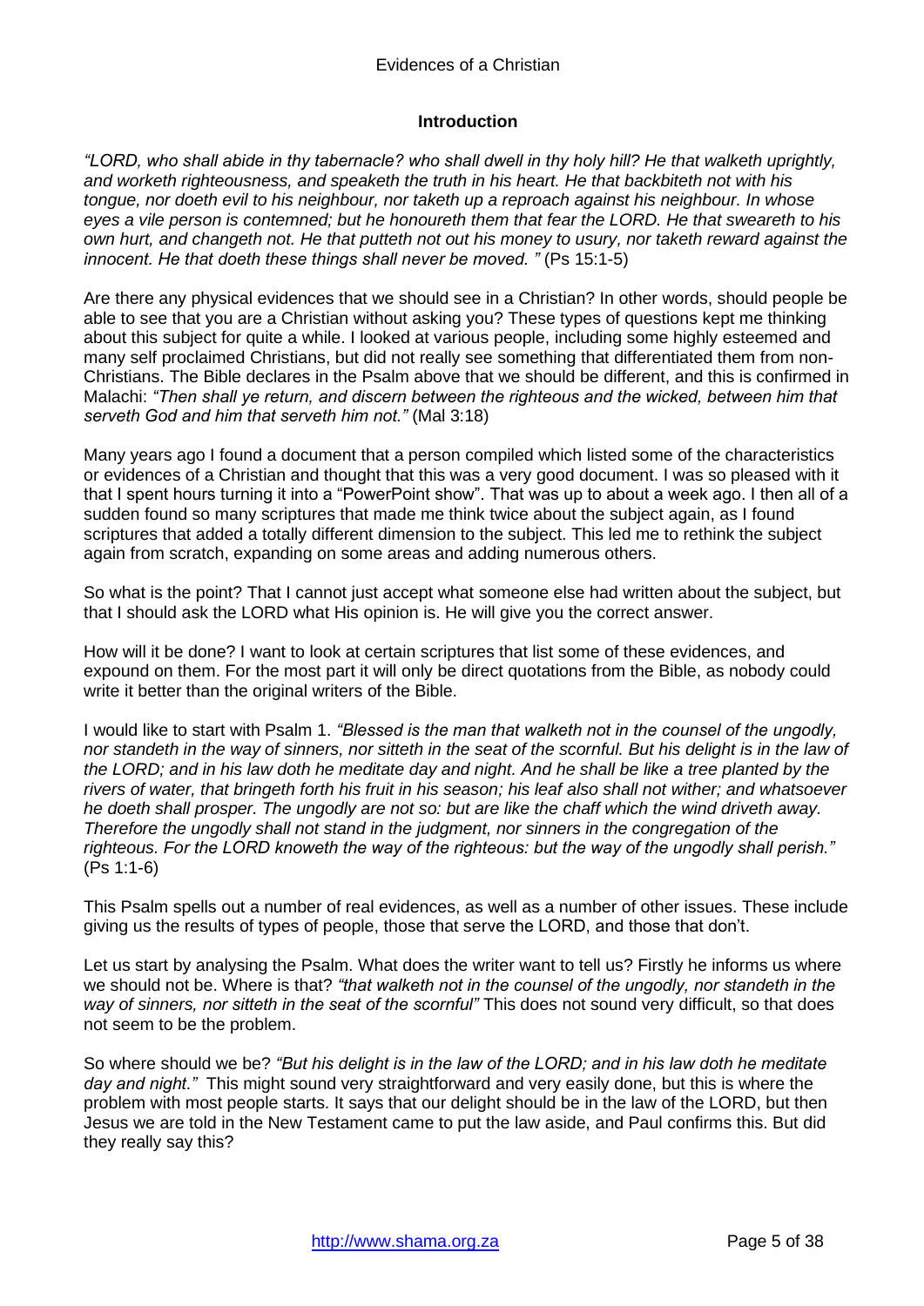## Introduction

*"LORD, who shall abide in thy tabernacle? who shall dwell in thy holy hill? He that walketh uprightly, and worketh righteousness, and speaketh the truth in his heart. He that backbiteth not with his tongue, nor doeth evil to his neighbour, nor taketh up a reproach against his neighbour. In whose eyes a vile person is contemned; but he honoureth them that fear the LORD. He that sweareth to his own hurt, and changeth not. He that putteth not out his money to usury, nor taketh reward against the innocent. He that doeth these things shall never be moved. "* (Ps 15:1-5)

Are there any physical evidences that we should see in a Christian? In other words, should people be able to see that you are a Christian without asking you? These types of questions kept me thinking about this subject for quite a while. I looked at various people, including some highly esteemed and many self proclaimed Christians, but did not really see something that differentiated them from non-Christians. The Bible declares in the Psalm above that we should be different, and this is confirmed in Malachi: *"Then shall ye return, and discern between the righteous and the wicked, between him that serveth God and him that serveth him not."* (Mal 3:18)

Many years ago I found a document that a person compiled which listed some of the characteristics or evidences of a Christian and thought that this was a very good document. I was so pleased with it that I spent hours turning it into a "PowerPoint show". That was up to about a week ago. I then all of a sudden found so many scriptures that made me think twice about the subject again, as I found scriptures that added a totally different dimension to the subject. This led me to rethink the subject again from scratch, expanding on some areas and adding numerous others.

So what is the point? That I cannot just accept what someone else had written about the subject, but that I should ask the LORD what His opinion is. He will give you the correct answer.

How will it be done? I want to look at certain scriptures that list some of these evidences, and expound on them. For the most part it will only be direct quotations from the Bible, as nobody could write it better than the original writers of the Bible.

I would like to start with Psalm 1. *"Blessed is the man that walketh not in the counsel of the ungodly, nor standeth in the way of sinners, nor sitteth in the seat of the scornful. But his delight is in the law of the LORD; and in his law doth he meditate day and night. And he shall be like a tree planted by the rivers of water, that bringeth forth his fruit in his season; his leaf also shall not wither; and whatsoever he doeth shall prosper. The ungodly are not so: but are like the chaff which the wind driveth away. Therefore the ungodly shall not stand in the judgment, nor sinners in the congregation of the righteous. For the LORD knoweth the way of the righteous: but the way of the ungodly shall perish."* (Ps 1:1-6)

This Psalm spells out a number of real evidences, as well as a number of other issues. These include giving us the results of types of people, those that serve the LORD, and those that don't.

Let us start by analysing the Psalm. What does the writer want to tell us? Firstly he informs us where we should not be. Where is that? *"that walketh not in the counsel of the ungodly, nor standeth in the way of sinners, nor sitteth in the seat of the scornful"* This does not sound very difficult, so that does not seem to be the problem.

So where should we be? *"But his delight is in the law of the LORD; and in his law doth he meditate day and night."* This might sound very straightforward and very easily done, but this is where the problem with most people starts. It says that our delight should be in the law of the LORD, but then Jesus we are told in the New Testament came to put the law aside, and Paul confirms this. But did they really say this?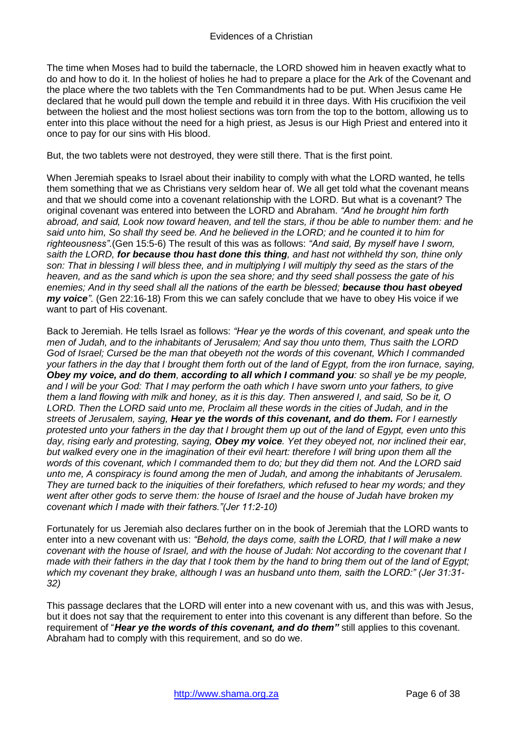The time when Moses had to build the tabernacle, the LORD showed him in heaven exactly what to do and how to do it. In the holiest of holies he had to prepare a place for the Ark of the Covenant and the place where the two tablets with the Ten Commandments had to be put. When Jesus came He declared that he would pull down the temple and rebuild it in three days. With His crucifixion the veil between the holiest and the most holiest sections was torn from the top to the bottom, allowing us to enter into this place without the need for a high priest, as Jesus is our High Priest and entered into it once to pay for our sins with His blood.

But, the two tablets were not destroyed, they were still there. That is the first point.

When Jeremiah speaks to Israel about their inability to comply with what the LORD wanted, he tells them something that we as Christians very seldom hear of. We all get told what the covenant means and that we should come into a covenant relationship with the LORD. But what is a covenant? The original covenant was entered into between the LORD and Abraham. *"And he brought him forth abroad, and said, Look now toward heaven, and tell the stars, if thou be able to number them: and he said unto him, So shall thy seed be. And he believed in the LORD; and he counted it to him for righteousness"*.(Gen 15:5-6) The result of this was as follows: *"And said, By myself have I sworn, saith the LORD, **for because thou hast done this thing**, and hast not withheld thy son, thine only son: That in blessing I will bless thee, and in multiplying I will multiply thy seed as the stars of the heaven, and as the sand which is upon the sea shore; and thy seed shall possess the gate of his enemies; And in thy seed shall all the nations of the earth be blessed; **because thou hast obeyed my voice**"*. (Gen 22:16-18) From this we can safely conclude that we have to obey His voice if we want to part of His covenant.

Back to Jeremiah. He tells Israel as follows: *"Hear ye the words of this covenant, and speak unto the men of Judah, and to the inhabitants of Jerusalem; And say thou unto them, Thus saith the LORD God of Israel; Cursed be the man that obeyeth not the words of this covenant, Which I commanded your fathers in the day that I brought them forth out of the land of Egypt, from the iron furnace, saying, **Obey my voice, and do them**, **according to all which I command you**: so shall ye be my people, and I will be your God: That I may perform the oath which I have sworn unto your fathers, to give them a land flowing with milk and honey, as it is this day. Then answered I, and said, So be it, O LORD. Then the LORD said unto me, Proclaim all these words in the cities of Judah, and in the streets of Jerusalem, saying, **Hear ye the words of this covenant, and do them.** For I earnestly protested unto your fathers in the day that I brought them up out of the land of Egypt, even unto this day, rising early and protesting, saying, **Obey my voice**. Yet they obeyed not, nor inclined their ear, but walked every one in the imagination of their evil heart: therefore I will bring upon them all the words of this covenant, which I commanded them to do; but they did them not. And the LORD said unto me, A conspiracy is found among the men of Judah, and among the inhabitants of Jerusalem. They are turned back to the iniquities of their forefathers, which refused to hear my words; and they went after other gods to serve them: the house of Israel and the house of Judah have broken my covenant which I made with their fathers."(Jer 11:2-10)*

Fortunately for us Jeremiah also declares further on in the book of Jeremiah that the LORD wants to enter into a new covenant with us: *"Behold, the days come, saith the LORD, that I will make a new covenant with the house of Israel, and with the house of Judah: Not according to the covenant that I made with their fathers in the day that I took them by the hand to bring them out of the land of Egypt; which my covenant they brake, although I was an husband unto them, saith the LORD:" (Jer 31:31-32)*

This passage declares that the LORD will enter into a new covenant with us, and this was with Jesus, but it does not say that the requirement to enter into this covenant is any different than before. So the requirement of "***Hear ye the words of this covenant, and do them"*** still applies to this covenant. Abraham had to comply with this requirement, and so do we.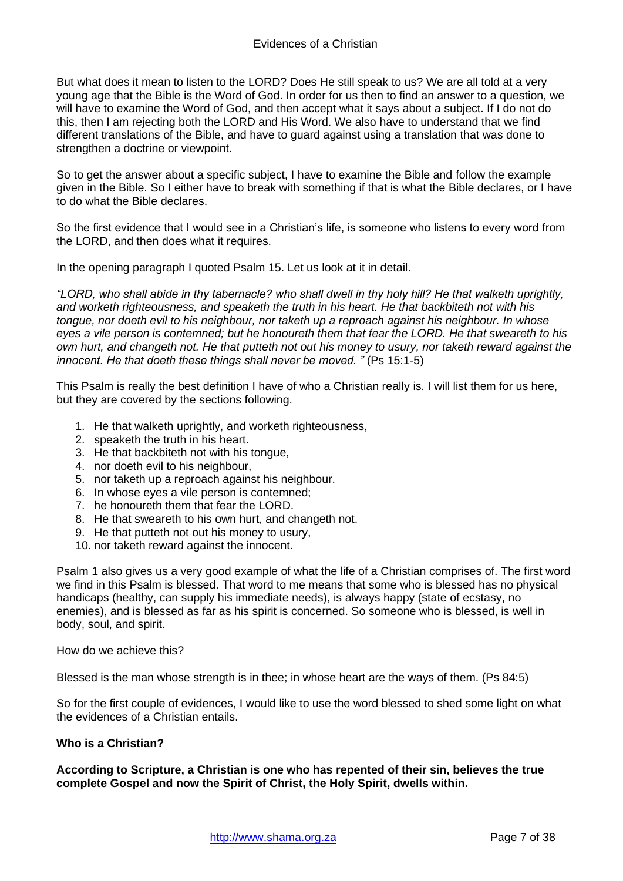But what does it mean to listen to the LORD? Does He still speak to us? We are all told at a very young age that the Bible is the Word of God. In order for us then to find an answer to a question, we will have to examine the Word of God, and then accept what it says about a subject. If I do not do this, then I am rejecting both the LORD and His Word. We also have to understand that we find different translations of the Bible, and have to guard against using a translation that was done to strengthen a doctrine or viewpoint.

So to get the answer about a specific subject, I have to examine the Bible and follow the example given in the Bible. So I either have to break with something if that is what the Bible declares, or I have to do what the Bible declares.

So the first evidence that I would see in a Christian's life, is someone who listens to every word from the LORD, and then does what it requires.

In the opening paragraph I quoted Psalm 15. Let us look at it in detail.

*"LORD, who shall abide in thy tabernacle? who shall dwell in thy holy hill? He that walketh uprightly, and worketh righteousness, and speaketh the truth in his heart. He that backbiteth not with his tongue, nor doeth evil to his neighbour, nor taketh up a reproach against his neighbour. In whose eyes a vile person is contemned; but he honoureth them that fear the LORD. He that sweareth to his own hurt, and changeth not. He that putteth not out his money to usury, nor taketh reward against the innocent. He that doeth these things shall never be moved. "* (Ps 15:1-5)

This Psalm is really the best definition I have of who a Christian really is. I will list them for us here, but they are covered by the sections following.

1. He that walketh uprightly, and worketh righteousness,
2. speaketh the truth in his heart.
3. He that backbiteth not with his tongue,
4. nor doeth evil to his neighbour,
5. nor taketh up a reproach against his neighbour.
6. In whose eyes a vile person is contemned;
7. he honoureth them that fear the LORD.
8. He that sweareth to his own hurt, and changeth not.
9. He that putteth not out his money to usury,
10. nor taketh reward against the innocent.

Psalm 1 also gives us a very good example of what the life of a Christian comprises of. The first word we find in this Psalm is blessed. That word to me means that some who is blessed has no physical handicaps (healthy, can supply his immediate needs), is always happy (state of ecstasy, no enemies), and is blessed as far as his spirit is concerned. So someone who is blessed, is well in body, soul, and spirit.

How do we achieve this?

Blessed is the man whose strength is in thee; in whose heart are the ways of them. (Ps 84:5)

So for the first couple of evidences, I would like to use the word blessed to shed some light on what the evidences of a Christian entails.

**Who is a Christian?**

**According to Scripture, a Christian is one who has repented of their sin, believes the true complete Gospel and now the Spirit of Christ, the Holy Spirit, dwells within.**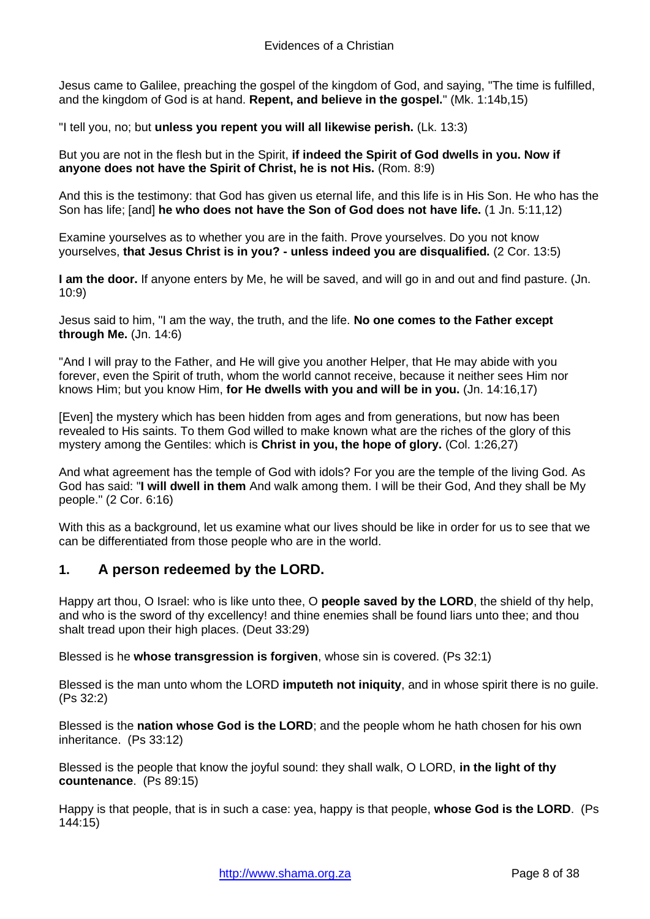Jesus came to Galilee, preaching the gospel of the kingdom of God, and saying, "The time is fulfilled, and the kingdom of God is at hand. **Repent, and believe in the gospel.**" (Mk. 1:14b,15)

"I tell you, no; but **unless you repent you will all likewise perish.** (Lk. 13:3)

But you are not in the flesh but in the Spirit, **if indeed the Spirit of God dwells in you. Now if anyone does not have the Spirit of Christ, he is not His.** (Rom. 8:9)

And this is the testimony: that God has given us eternal life, and this life is in His Son. He who has the Son has life; [and] **he who does not have the Son of God does not have life.** (1 Jn. 5:11,12)

Examine yourselves as to whether you are in the faith. Prove yourselves. Do you not know yourselves, **that Jesus Christ is in you? - unless indeed you are disqualified.** (2 Cor. 13:5)

**I am the door.** If anyone enters by Me, he will be saved, and will go in and out and find pasture. (Jn. 10:9)

Jesus said to him, "I am the way, the truth, and the life. **No one comes to the Father except through Me.** (Jn. 14:6)

"And I will pray to the Father, and He will give you another Helper, that He may abide with you forever, even the Spirit of truth, whom the world cannot receive, because it neither sees Him nor knows Him; but you know Him, **for He dwells with you and will be in you.** (Jn. 14:16,17)

[Even] the mystery which has been hidden from ages and from generations, but now has been revealed to His saints. To them God willed to make known what are the riches of the glory of this mystery among the Gentiles: which is **Christ in you, the hope of glory.** (Col. 1:26,27)

And what agreement has the temple of God with idols? For you are the temple of the living God. As God has said: "**I will dwell in them** And walk among them. I will be their God, And they shall be My people." (2 Cor. 6:16)

With this as a background, let us examine what our lives should be like in order for us to see that we can be differentiated from those people who are in the world.

## 1. A person redeemed by the LORD.

Happy art thou, O Israel: who is like unto thee, O **people saved by the LORD**, the shield of thy help, and who is the sword of thy excellency! and thine enemies shall be found liars unto thee; and thou shalt tread upon their high places. (Deut 33:29)

Blessed is he **whose transgression is forgiven**, whose sin is covered. (Ps 32:1)

Blessed is the man unto whom the LORD **imputeth not iniquity**, and in whose spirit there is no guile. (Ps 32:2)

Blessed is the **nation whose God is the LORD**; and the people whom he hath chosen for his own inheritance. (Ps 33:12)

Blessed is the people that know the joyful sound: they shall walk, O LORD, **in the light of thy countenance**. (Ps 89:15)

Happy is that people, that is in such a case: yea, happy is that people, **whose God is the LORD**. (Ps 144:15)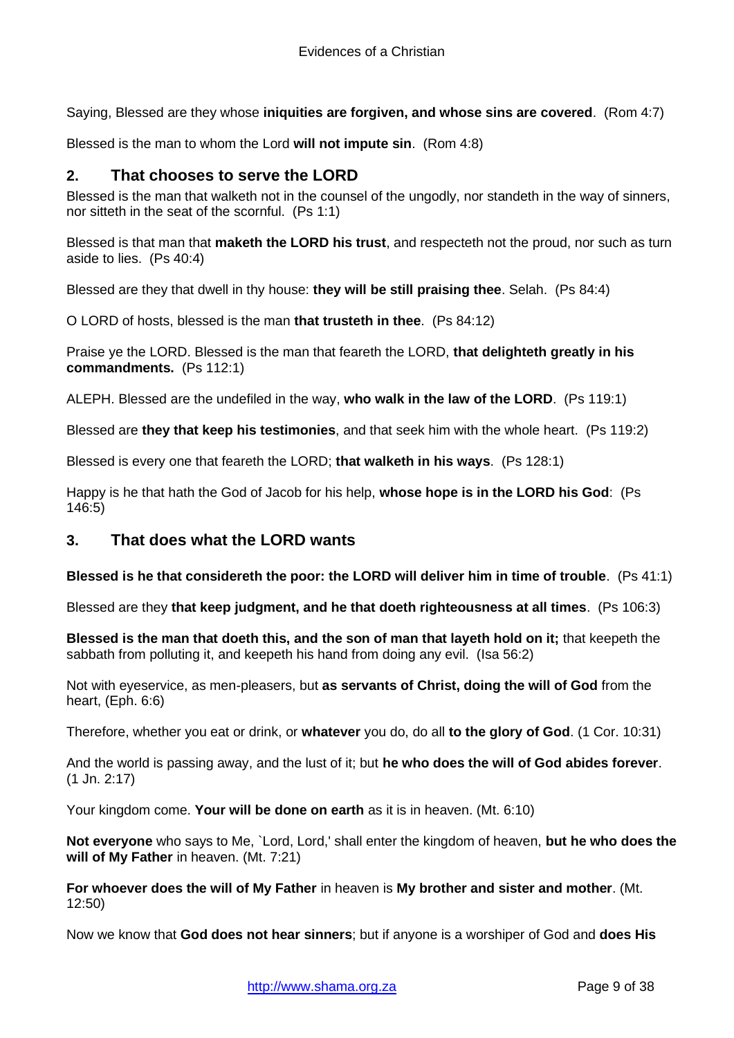Saying, Blessed are they whose **iniquities are forgiven, and whose sins are covered**. (Rom 4:7)

Blessed is the man to whom the Lord **will not impute sin**. (Rom 4:8)

## 2. That chooses to serve the LORD

Blessed is the man that walketh not in the counsel of the ungodly, nor standeth in the way of sinners, nor sitteth in the seat of the scornful. (Ps 1:1)

Blessed is that man that **maketh the LORD his trust**, and respecteth not the proud, nor such as turn aside to lies. (Ps 40:4)

Blessed are they that dwell in thy house: **they will be still praising thee**. Selah. (Ps 84:4)

O LORD of hosts, blessed is the man **that trusteth in thee**. (Ps 84:12)

Praise ye the LORD. Blessed is the man that feareth the LORD, **that delighteth greatly in his commandments.** (Ps 112:1)

ALEPH. Blessed are the undefiled in the way, **who walk in the law of the LORD**. (Ps 119:1)

Blessed are **they that keep his testimonies**, and that seek him with the whole heart. (Ps 119:2)

Blessed is every one that feareth the LORD; **that walketh in his ways**. (Ps 128:1)

Happy is he that hath the God of Jacob for his help, **whose hope is in the LORD his God**: (Ps 146:5)

## 3. That does what the LORD wants

**Blessed is he that considereth the poor: the LORD will deliver him in time of trouble**. (Ps 41:1)

Blessed are they **that keep judgment, and he that doeth righteousness at all times**. (Ps 106:3)

**Blessed is the man that doeth this, and the son of man that layeth hold on it;** that keepeth the sabbath from polluting it, and keepeth his hand from doing any evil. (Isa 56:2)

Not with eyeservice, as men-pleasers, but **as servants of Christ, doing the will of God** from the heart, (Eph. 6:6)

Therefore, whether you eat or drink, or **whatever** you do, do all **to the glory of God**. (1 Cor. 10:31)

And the world is passing away, and the lust of it; but **he who does the will of God abides forever**. (1 Jn. 2:17)

Your kingdom come. **Your will be done on earth** as it is in heaven. (Mt. 6:10)

**Not everyone** who says to Me, `Lord, Lord,' shall enter the kingdom of heaven, **but he who does the will of My Father** in heaven. (Mt. 7:21)

**For whoever does the will of My Father** in heaven is **My brother and sister and mother**. (Mt. 12:50)

Now we know that **God does not hear sinners**; but if anyone is a worshiper of God and **does His**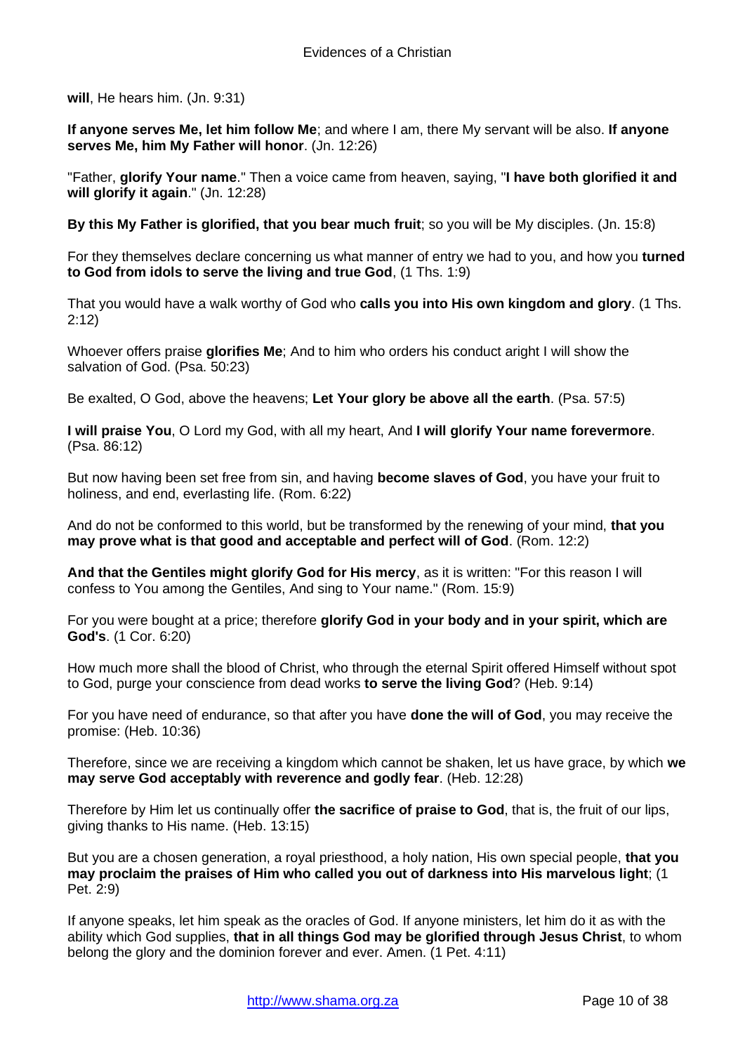**will**, He hears him. (Jn. 9:31)

**If anyone serves Me, let him follow Me**; and where I am, there My servant will be also. **If anyone serves Me, him My Father will honor**. (Jn. 12:26)

"Father, **glorify Your name**." Then a voice came from heaven, saying, "**I have both glorified it and will glorify it again**." (Jn. 12:28)

**By this My Father is glorified, that you bear much fruit**; so you will be My disciples. (Jn. 15:8)

For they themselves declare concerning us what manner of entry we had to you, and how you **turned to God from idols to serve the living and true God**, (1 Ths. 1:9)

That you would have a walk worthy of God who **calls you into His own kingdom and glory**. (1 Ths. 2:12)

Whoever offers praise **glorifies Me**; And to him who orders his conduct aright I will show the salvation of God. (Psa. 50:23)

Be exalted, O God, above the heavens; **Let Your glory be above all the earth**. (Psa. 57:5)

**I will praise You**, O Lord my God, with all my heart, And **I will glorify Your name forevermore**. (Psa. 86:12)

But now having been set free from sin, and having **become slaves of God**, you have your fruit to holiness, and end, everlasting life. (Rom. 6:22)

And do not be conformed to this world, but be transformed by the renewing of your mind, **that you may prove what is that good and acceptable and perfect will of God**. (Rom. 12:2)

**And that the Gentiles might glorify God for His mercy**, as it is written: "For this reason I will confess to You among the Gentiles, And sing to Your name." (Rom. 15:9)

For you were bought at a price; therefore **glorify God in your body and in your spirit, which are God's**. (1 Cor. 6:20)

How much more shall the blood of Christ, who through the eternal Spirit offered Himself without spot to God, purge your conscience from dead works **to serve the living God**? (Heb. 9:14)

For you have need of endurance, so that after you have **done the will of God**, you may receive the promise: (Heb. 10:36)

Therefore, since we are receiving a kingdom which cannot be shaken, let us have grace, by which **we may serve God acceptably with reverence and godly fear**. (Heb. 12:28)

Therefore by Him let us continually offer **the sacrifice of praise to God**, that is, the fruit of our lips, giving thanks to His name. (Heb. 13:15)

But you are a chosen generation, a royal priesthood, a holy nation, His own special people, **that you may proclaim the praises of Him who called you out of darkness into His marvelous light**; (1 Pet. 2:9)

If anyone speaks, let him speak as the oracles of God. If anyone ministers, let him do it as with the ability which God supplies, **that in all things God may be glorified through Jesus Christ**, to whom belong the glory and the dominion forever and ever. Amen. (1 Pet. 4:11)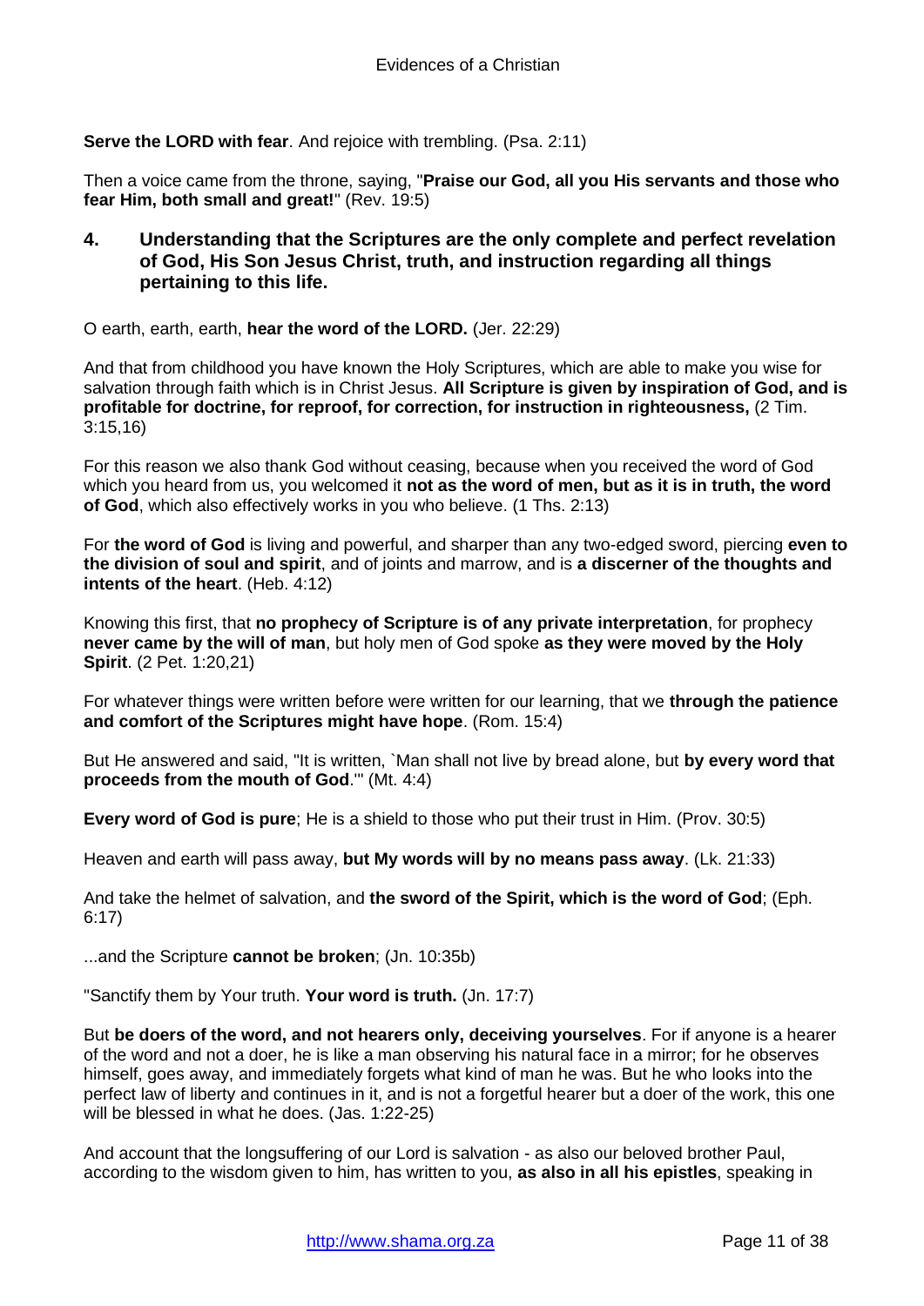**Serve the LORD with fear**. And rejoice with trembling. (Psa. 2:11)

Then a voice came from the throne, saying, "**Praise our God, all you His servants and those who fear Him, both small and great!**" (Rev. 19:5)

## 4. Understanding that the Scriptures are the only complete and perfect revelation of God, His Son Jesus Christ, truth, and instruction regarding all things pertaining to this life.

O earth, earth, earth, **hear the word of the LORD.** (Jer. 22:29)

And that from childhood you have known the Holy Scriptures, which are able to make you wise for salvation through faith which is in Christ Jesus. **All Scripture is given by inspiration of God, and is profitable for doctrine, for reproof, for correction, for instruction in righteousness,** (2 Tim. 3:15,16)

For this reason we also thank God without ceasing, because when you received the word of God which you heard from us, you welcomed it **not as the word of men, but as it is in truth, the word of God**, which also effectively works in you who believe. (1 Ths. 2:13)

For **the word of God** is living and powerful, and sharper than any two-edged sword, piercing **even to the division of soul and spirit**, and of joints and marrow, and is **a discerner of the thoughts and intents of the heart**. (Heb. 4:12)

Knowing this first, that **no prophecy of Scripture is of any private interpretation**, for prophecy **never came by the will of man**, but holy men of God spoke **as they were moved by the Holy Spirit**. (2 Pet. 1:20,21)

For whatever things were written before were written for our learning, that we **through the patience and comfort of the Scriptures might have hope**. (Rom. 15:4)

But He answered and said, "It is written, `Man shall not live by bread alone, but **by every word that proceeds from the mouth of God**.'" (Mt. 4:4)

**Every word of God is pure**; He is a shield to those who put their trust in Him. (Prov. 30:5)

Heaven and earth will pass away, **but My words will by no means pass away**. (Lk. 21:33)

And take the helmet of salvation, and **the sword of the Spirit, which is the word of God**; (Eph. 6:17)

...and the Scripture **cannot be broken**; (Jn. 10:35b)

"Sanctify them by Your truth. **Your word is truth.** (Jn. 17:7)

But **be doers of the word, and not hearers only, deceiving yourselves**. For if anyone is a hearer of the word and not a doer, he is like a man observing his natural face in a mirror; for he observes himself, goes away, and immediately forgets what kind of man he was. But he who looks into the perfect law of liberty and continues in it, and is not a forgetful hearer but a doer of the work, this one will be blessed in what he does. (Jas. 1:22-25)

And account that the longsuffering of our Lord is salvation - as also our beloved brother Paul, according to the wisdom given to him, has written to you, **as also in all his epistles**, speaking in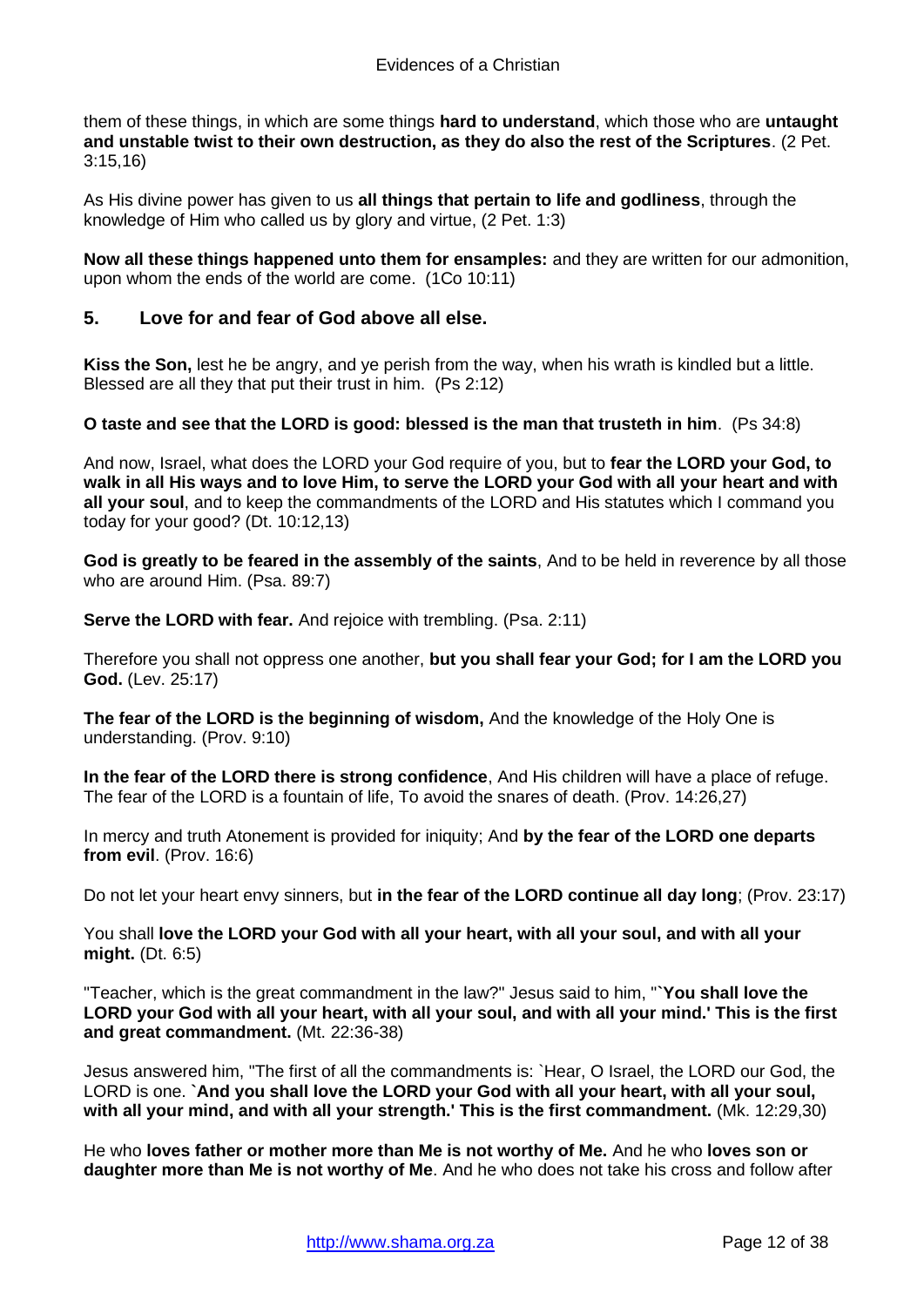them of these things, in which are some things **hard to understand**, which those who are **untaught and unstable twist to their own destruction, as they do also the rest of the Scriptures**. (2 Pet. 3:15,16)

As His divine power has given to us **all things that pertain to life and godliness**, through the knowledge of Him who called us by glory and virtue, (2 Pet. 1:3)

**Now all these things happened unto them for ensamples:** and they are written for our admonition, upon whom the ends of the world are come. (1Co 10:11)

## 5. Love for and fear of God above all else.

**Kiss the Son,** lest he be angry, and ye perish from the way, when his wrath is kindled but a little. Blessed are all they that put their trust in him. (Ps 2:12)

**O taste and see that the LORD is good: blessed is the man that trusteth in him**. (Ps 34:8)

And now, Israel, what does the LORD your God require of you, but to **fear the LORD your God, to walk in all His ways and to love Him, to serve the LORD your God with all your heart and with all your soul**, and to keep the commandments of the LORD and His statutes which I command you today for your good? (Dt. 10:12,13)

**God is greatly to be feared in the assembly of the saints**, And to be held in reverence by all those who are around Him. (Psa. 89:7)

**Serve the LORD with fear.** And rejoice with trembling. (Psa. 2:11)

Therefore you shall not oppress one another, **but you shall fear your God; for I am the LORD you God.** (Lev. 25:17)

**The fear of the LORD is the beginning of wisdom,** And the knowledge of the Holy One is understanding. (Prov. 9:10)

**In the fear of the LORD there is strong confidence**, And His children will have a place of refuge. The fear of the LORD is a fountain of life, To avoid the snares of death. (Prov. 14:26,27)

In mercy and truth Atonement is provided for iniquity; And **by the fear of the LORD one departs from evil**. (Prov. 16:6)

Do not let your heart envy sinners, but **in the fear of the LORD continue all day long**; (Prov. 23:17)

You shall **love the LORD your God with all your heart, with all your soul, and with all your might.** (Dt. 6:5)

"Teacher, which is the great commandment in the law?" Jesus said to him, "**`You shall love the LORD your God with all your heart, with all your soul, and with all your mind.' This is the first and great commandment.** (Mt. 22:36-38)

Jesus answered him, "The first of all the commandments is: `Hear, O Israel, the LORD our God, the LORD is one. **`And you shall love the LORD your God with all your heart, with all your soul, with all your mind, and with all your strength.' This is the first commandment.** (Mk. 12:29,30)

He who **loves father or mother more than Me is not worthy of Me.** And he who **loves son or daughter more than Me is not worthy of Me**. And he who does not take his cross and follow after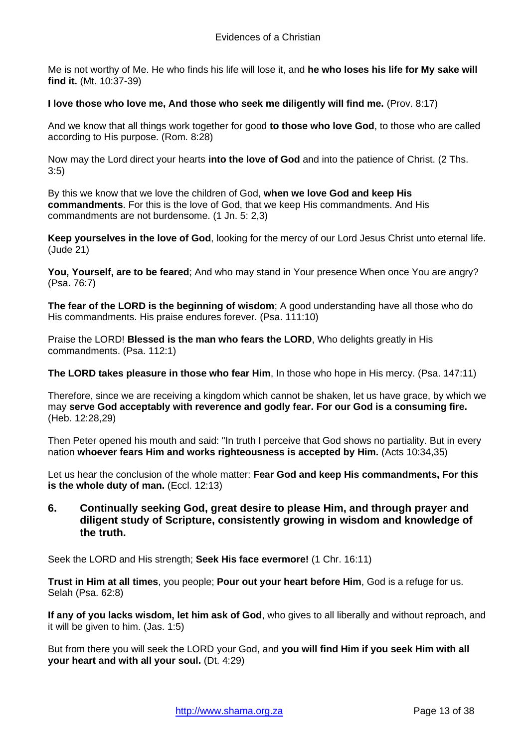Me is not worthy of Me. He who finds his life will lose it, and **he who loses his life for My sake will find it.** (Mt. 10:37-39)

**I love those who love me, And those who seek me diligently will find me.** (Prov. 8:17)

And we know that all things work together for good **to those who love God**, to those who are called according to His purpose. (Rom. 8:28)

Now may the Lord direct your hearts **into the love of God** and into the patience of Christ. (2 Ths. 3:5)

By this we know that we love the children of God, **when we love God and keep His commandments**. For this is the love of God, that we keep His commandments. And His commandments are not burdensome. (1 Jn. 5: 2,3)

**Keep yourselves in the love of God**, looking for the mercy of our Lord Jesus Christ unto eternal life. (Jude 21)

**You, Yourself, are to be feared**; And who may stand in Your presence When once You are angry? (Psa. 76:7)

**The fear of the LORD is the beginning of wisdom**; A good understanding have all those who do His commandments. His praise endures forever. (Psa. 111:10)

Praise the LORD! **Blessed is the man who fears the LORD**, Who delights greatly in His commandments. (Psa. 112:1)

**The LORD takes pleasure in those who fear Him**, In those who hope in His mercy. (Psa. 147:11)

Therefore, since we are receiving a kingdom which cannot be shaken, let us have grace, by which we may **serve God acceptably with reverence and godly fear. For our God is a consuming fire.** (Heb. 12:28,29)

Then Peter opened his mouth and said: "In truth I perceive that God shows no partiality. But in every nation **whoever fears Him and works righteousness is accepted by Him.** (Acts 10:34,35)

Let us hear the conclusion of the whole matter: **Fear God and keep His commandments, For this is the whole duty of man.** (Eccl. 12:13)

### 6. Continually seeking God, great desire to please Him, and through prayer and diligent study of Scripture, consistently growing in wisdom and knowledge of the truth.

Seek the LORD and His strength; **Seek His face evermore!** (1 Chr. 16:11)

**Trust in Him at all times**, you people; **Pour out your heart before Him**, God is a refuge for us. Selah (Psa. 62:8)

**If any of you lacks wisdom, let him ask of God**, who gives to all liberally and without reproach, and it will be given to him. (Jas. 1:5)

But from there you will seek the LORD your God, and **you will find Him if you seek Him with all your heart and with all your soul.** (Dt. 4:29)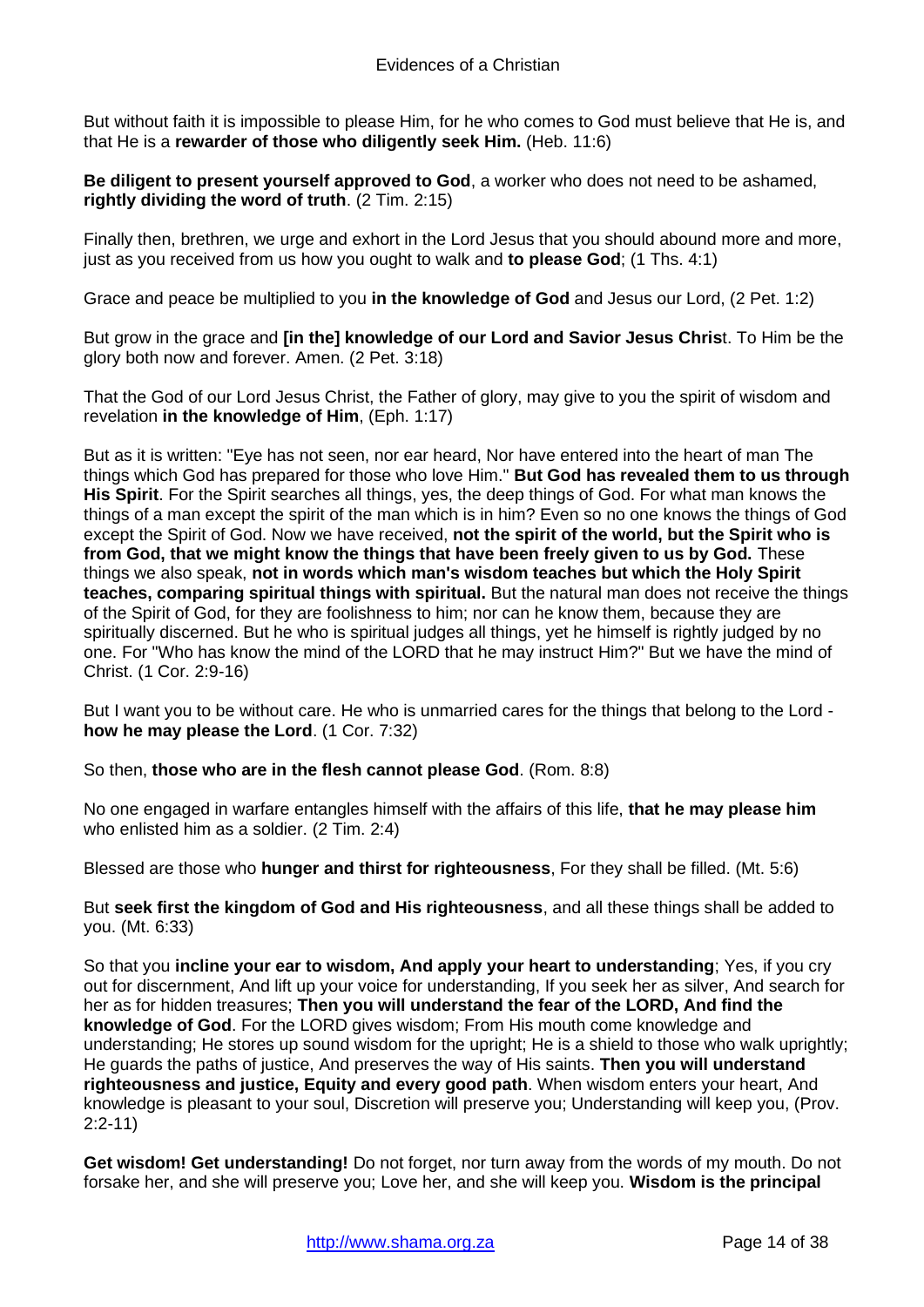But without faith it is impossible to please Him, for he who comes to God must believe that He is, and that He is a **rewarder of those who diligently seek Him.** (Heb. 11:6)

**Be diligent to present yourself approved to God**, a worker who does not need to be ashamed, **rightly dividing the word of truth**. (2 Tim. 2:15)

Finally then, brethren, we urge and exhort in the Lord Jesus that you should abound more and more, just as you received from us how you ought to walk and **to please God**; (1 Ths. 4:1)

Grace and peace be multiplied to you **in the knowledge of God** and Jesus our Lord, (2 Pet. 1:2)

But grow in the grace and **[in the] knowledge of our Lord and Savior Jesus Chris**t. To Him be the glory both now and forever. Amen. (2 Pet. 3:18)

That the God of our Lord Jesus Christ, the Father of glory, may give to you the spirit of wisdom and revelation **in the knowledge of Him**, (Eph. 1:17)

But as it is written: "Eye has not seen, nor ear heard, Nor have entered into the heart of man The things which God has prepared for those who love Him." **But God has revealed them to us through His Spirit**. For the Spirit searches all things, yes, the deep things of God. For what man knows the things of a man except the spirit of the man which is in him? Even so no one knows the things of God except the Spirit of God. Now we have received, **not the spirit of the world, but the Spirit who is from God, that we might know the things that have been freely given to us by God.** These things we also speak, **not in words which man's wisdom teaches but which the Holy Spirit teaches, comparing spiritual things with spiritual.** But the natural man does not receive the things of the Spirit of God, for they are foolishness to him; nor can he know them, because they are spiritually discerned. But he who is spiritual judges all things, yet he himself is rightly judged by no one. For "Who has know the mind of the LORD that he may instruct Him?" But we have the mind of Christ. (1 Cor. 2:9-16)

But I want you to be without care. He who is unmarried cares for the things that belong to the Lord - **how he may please the Lord**. (1 Cor. 7:32)

So then, **those who are in the flesh cannot please God**. (Rom. 8:8)

No one engaged in warfare entangles himself with the affairs of this life, **that he may please him** who enlisted him as a soldier. (2 Tim. 2:4)

Blessed are those who **hunger and thirst for righteousness**, For they shall be filled. (Mt. 5:6)

But **seek first the kingdom of God and His righteousness**, and all these things shall be added to you. (Mt. 6:33)

So that you **incline your ear to wisdom, And apply your heart to understanding**; Yes, if you cry out for discernment, And lift up your voice for understanding, If you seek her as silver, And search for her as for hidden treasures; **Then you will understand the fear of the LORD, And find the knowledge of God**. For the LORD gives wisdom; From His mouth come knowledge and understanding; He stores up sound wisdom for the upright; He is a shield to those who walk uprightly; He guards the paths of justice, And preserves the way of His saints. **Then you will understand righteousness and justice, Equity and every good path**. When wisdom enters your heart, And knowledge is pleasant to your soul, Discretion will preserve you; Understanding will keep you, (Prov. 2:2-11)

**Get wisdom! Get understanding!** Do not forget, nor turn away from the words of my mouth. Do not forsake her, and she will preserve you; Love her, and she will keep you. **Wisdom is the principal**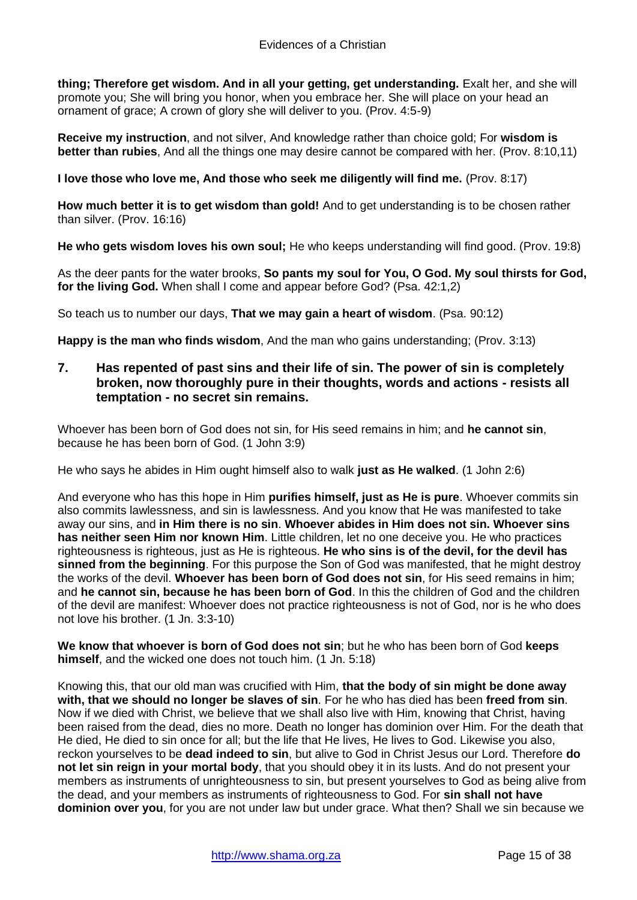**thing; Therefore get wisdom. And in all your getting, get understanding.** Exalt her, and she will promote you; She will bring you honor, when you embrace her. She will place on your head an ornament of grace; A crown of glory she will deliver to you. (Prov. 4:5-9)

**Receive my instruction**, and not silver, And knowledge rather than choice gold; For **wisdom is better than rubies**, And all the things one may desire cannot be compared with her. (Prov. 8:10,11)

**I love those who love me, And those who seek me diligently will find me.** (Prov. 8:17)

**How much better it is to get wisdom than gold!** And to get understanding is to be chosen rather than silver. (Prov. 16:16)

**He who gets wisdom loves his own soul;** He who keeps understanding will find good. (Prov. 19:8)

As the deer pants for the water brooks, **So pants my soul for You, O God. My soul thirsts for God, for the living God.** When shall I come and appear before God? (Psa. 42:1,2)

So teach us to number our days, **That we may gain a heart of wisdom**. (Psa. 90:12)

**Happy is the man who finds wisdom**, And the man who gains understanding; (Prov. 3:13)

## 7. Has repented of past sins and their life of sin. The power of sin is completely broken, now thoroughly pure in their thoughts, words and actions - resists all temptation - no secret sin remains.

Whoever has been born of God does not sin, for His seed remains in him; and **he cannot sin**, because he has been born of God. (1 John 3:9)

He who says he abides in Him ought himself also to walk **just as He walked**. (1 John 2:6)

And everyone who has this hope in Him **purifies himself, just as He is pure**. Whoever commits sin also commits lawlessness, and sin is lawlessness. And you know that He was manifested to take away our sins, and **in Him there is no sin**. **Whoever abides in Him does not sin. Whoever sins has neither seen Him nor known Him**. Little children, let no one deceive you. He who practices righteousness is righteous, just as He is righteous. **He who sins is of the devil, for the devil has sinned from the beginning**. For this purpose the Son of God was manifested, that he might destroy the works of the devil. **Whoever has been born of God does not sin**, for His seed remains in him; and **he cannot sin, because he has been born of God**. In this the children of God and the children of the devil are manifest: Whoever does not practice righteousness is not of God, nor is he who does not love his brother. (1 Jn. 3:3-10)

**We know that whoever is born of God does not sin**; but he who has been born of God **keeps himself**, and the wicked one does not touch him. (1 Jn. 5:18)

Knowing this, that our old man was crucified with Him, **that the body of sin might be done away with, that we should no longer be slaves of sin**. For he who has died has been **freed from sin**. Now if we died with Christ, we believe that we shall also live with Him, knowing that Christ, having been raised from the dead, dies no more. Death no longer has dominion over Him. For the death that He died, He died to sin once for all; but the life that He lives, He lives to God. Likewise you also, reckon yourselves to be **dead indeed to sin**, but alive to God in Christ Jesus our Lord. Therefore **do not let sin reign in your mortal body**, that you should obey it in its lusts. And do not present your members as instruments of unrighteousness to sin, but present yourselves to God as being alive from the dead, and your members as instruments of righteousness to God. For **sin shall not have dominion over you**, for you are not under law but under grace. What then? Shall we sin because we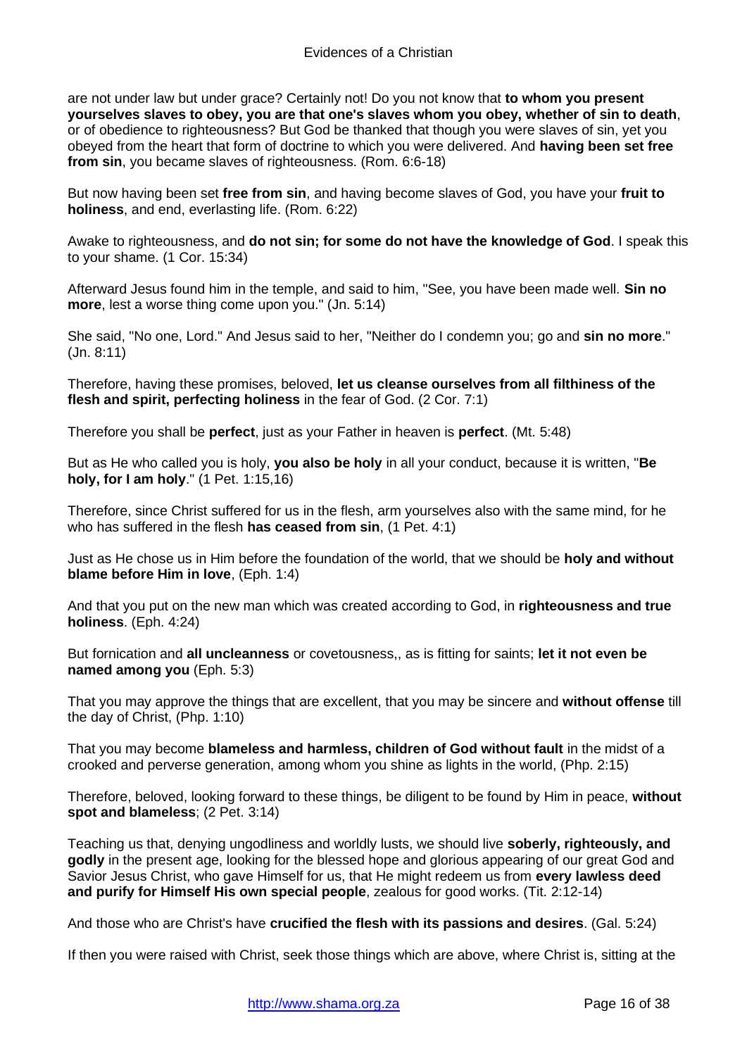are not under law but under grace? Certainly not! Do you not know that **to whom you present yourselves slaves to obey, you are that one's slaves whom you obey, whether of sin to death**, or of obedience to righteousness? But God be thanked that though you were slaves of sin, yet you obeyed from the heart that form of doctrine to which you were delivered. And **having been set free from sin**, you became slaves of righteousness. (Rom. 6:6-18)

But now having been set **free from sin**, and having become slaves of God, you have your **fruit to holiness**, and end, everlasting life. (Rom. 6:22)

Awake to righteousness, and **do not sin; for some do not have the knowledge of God**. I speak this to your shame. (1 Cor. 15:34)

Afterward Jesus found him in the temple, and said to him, "See, you have been made well. **Sin no more**, lest a worse thing come upon you." (Jn. 5:14)

She said, "No one, Lord." And Jesus said to her, "Neither do I condemn you; go and **sin no more**." (Jn. 8:11)

Therefore, having these promises, beloved, **let us cleanse ourselves from all filthiness of the flesh and spirit, perfecting holiness** in the fear of God. (2 Cor. 7:1)

Therefore you shall be **perfect**, just as your Father in heaven is **perfect**. (Mt. 5:48)

But as He who called you is holy, **you also be holy** in all your conduct, because it is written, "**Be holy, for I am holy**." (1 Pet. 1:15,16)

Therefore, since Christ suffered for us in the flesh, arm yourselves also with the same mind, for he who has suffered in the flesh **has ceased from sin**, (1 Pet. 4:1)

Just as He chose us in Him before the foundation of the world, that we should be **holy and without blame before Him in love**, (Eph. 1:4)

And that you put on the new man which was created according to God, in **righteousness and true holiness**. (Eph. 4:24)

But fornication and **all uncleanness** or covetousness,, as is fitting for saints; **let it not even be named among you** (Eph. 5:3)

That you may approve the things that are excellent, that you may be sincere and **without offense** till the day of Christ, (Php. 1:10)

That you may become **blameless and harmless, children of God without fault** in the midst of a crooked and perverse generation, among whom you shine as lights in the world, (Php. 2:15)

Therefore, beloved, looking forward to these things, be diligent to be found by Him in peace, **without spot and blameless**; (2 Pet. 3:14)

Teaching us that, denying ungodliness and worldly lusts, we should live **soberly, righteously, and godly** in the present age, looking for the blessed hope and glorious appearing of our great God and Savior Jesus Christ, who gave Himself for us, that He might redeem us from **every lawless deed and purify for Himself His own special people**, zealous for good works. (Tit. 2:12-14)

And those who are Christ's have **crucified the flesh with its passions and desires**. (Gal. 5:24)

If then you were raised with Christ, seek those things which are above, where Christ is, sitting at the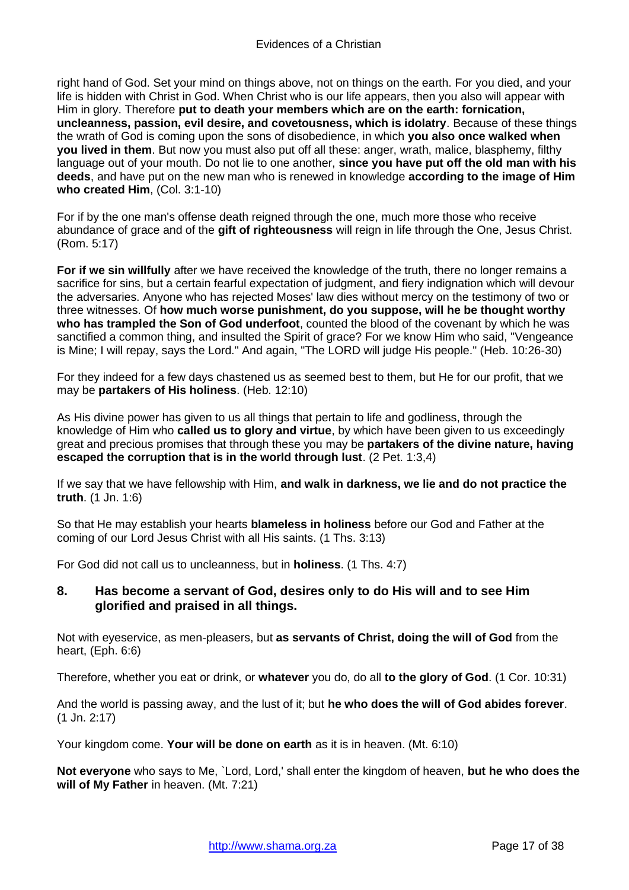right hand of God. Set your mind on things above, not on things on the earth. For you died, and your life is hidden with Christ in God. When Christ who is our life appears, then you also will appear with Him in glory. Therefore **put to death your members which are on the earth: fornication, uncleanness, passion, evil desire, and covetousness, which is idolatry**. Because of these things the wrath of God is coming upon the sons of disobedience, in which **you also once walked when you lived in them**. But now you must also put off all these: anger, wrath, malice, blasphemy, filthy language out of your mouth. Do not lie to one another, **since you have put off the old man with his deeds**, and have put on the new man who is renewed in knowledge **according to the image of Him who created Him**, (Col. 3:1-10)

For if by the one man's offense death reigned through the one, much more those who receive abundance of grace and of the **gift of righteousness** will reign in life through the One, Jesus Christ. (Rom. 5:17)

**For if we sin willfully** after we have received the knowledge of the truth, there no longer remains a sacrifice for sins, but a certain fearful expectation of judgment, and fiery indignation which will devour the adversaries. Anyone who has rejected Moses' law dies without mercy on the testimony of two or three witnesses. Of **how much worse punishment, do you suppose, will he be thought worthy who has trampled the Son of God underfoot**, counted the blood of the covenant by which he was sanctified a common thing, and insulted the Spirit of grace? For we know Him who said, "Vengeance is Mine; I will repay, says the Lord." And again, "The LORD will judge His people." (Heb. 10:26-30)

For they indeed for a few days chastened us as seemed best to them, but He for our profit, that we may be **partakers of His holiness**. (Heb. 12:10)

As His divine power has given to us all things that pertain to life and godliness, through the knowledge of Him who **called us to glory and virtue**, by which have been given to us exceedingly great and precious promises that through these you may be **partakers of the divine nature, having escaped the corruption that is in the world through lust**. (2 Pet. 1:3,4)

If we say that we have fellowship with Him, **and walk in darkness, we lie and do not practice the truth**. (1 Jn. 1:6)

So that He may establish your hearts **blameless in holiness** before our God and Father at the coming of our Lord Jesus Christ with all His saints. (1 Ths. 3:13)

For God did not call us to uncleanness, but in **holiness**. (1 Ths. 4:7)

## 8. Has become a servant of God, desires only to do His will and to see Him glorified and praised in all things.

Not with eyeservice, as men-pleasers, but **as servants of Christ, doing the will of God** from the heart, (Eph. 6:6)

Therefore, whether you eat or drink, or **whatever** you do, do all **to the glory of God**. (1 Cor. 10:31)

And the world is passing away, and the lust of it; but **he who does the will of God abides forever**. (1 Jn. 2:17)

Your kingdom come. **Your will be done on earth** as it is in heaven. (Mt. 6:10)

**Not everyone** who says to Me, `Lord, Lord,' shall enter the kingdom of heaven, **but he who does the will of My Father** in heaven. (Mt. 7:21)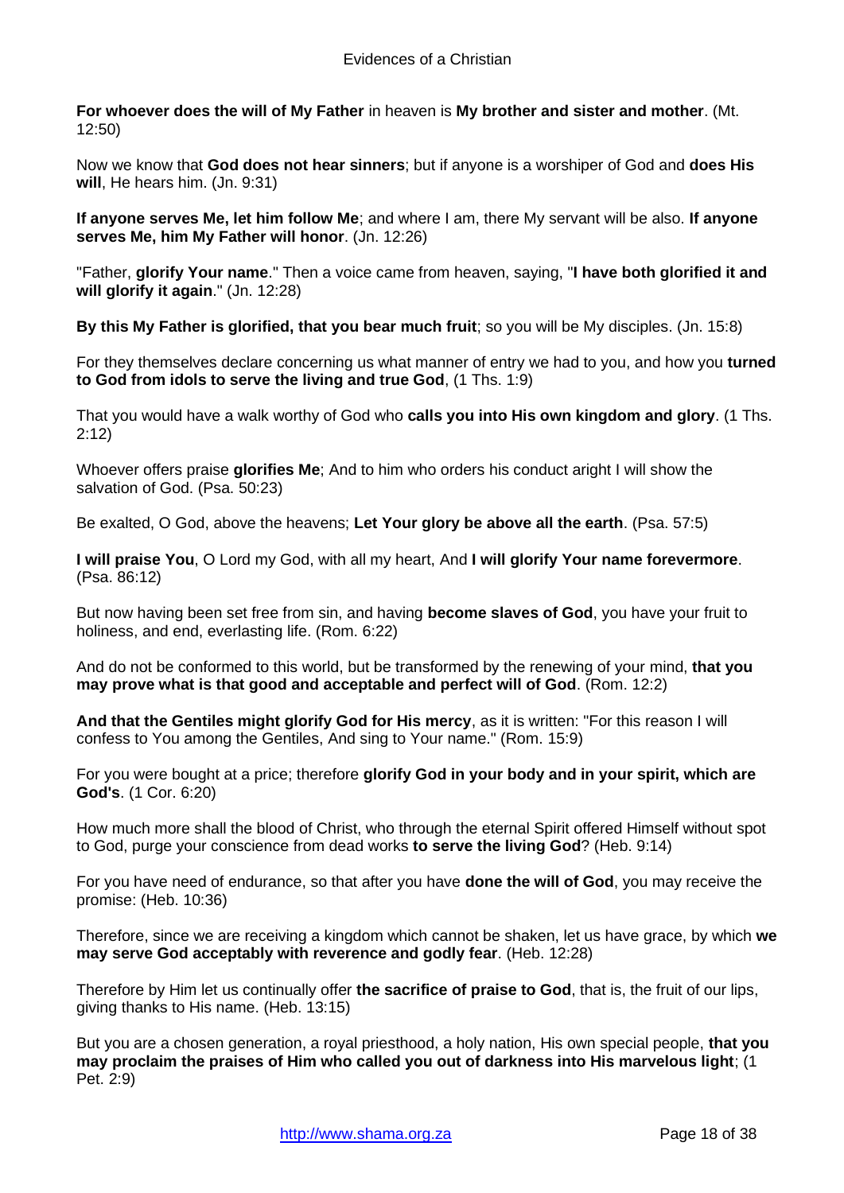**For whoever does the will of My Father** in heaven is **My brother and sister and mother**. (Mt. 12:50)

Now we know that **God does not hear sinners**; but if anyone is a worshiper of God and **does His will**, He hears him. (Jn. 9:31)

**If anyone serves Me, let him follow Me**; and where I am, there My servant will be also. **If anyone serves Me, him My Father will honor**. (Jn. 12:26)

"Father, **glorify Your name**." Then a voice came from heaven, saying, "**I have both glorified it and will glorify it again**." (Jn. 12:28)

**By this My Father is glorified, that you bear much fruit**; so you will be My disciples. (Jn. 15:8)

For they themselves declare concerning us what manner of entry we had to you, and how you **turned to God from idols to serve the living and true God**, (1 Ths. 1:9)

That you would have a walk worthy of God who **calls you into His own kingdom and glory**. (1 Ths. 2:12)

Whoever offers praise **glorifies Me**; And to him who orders his conduct aright I will show the salvation of God. (Psa. 50:23)

Be exalted, O God, above the heavens; **Let Your glory be above all the earth**. (Psa. 57:5)

**I will praise You**, O Lord my God, with all my heart, And **I will glorify Your name forevermore**. (Psa. 86:12)

But now having been set free from sin, and having **become slaves of God**, you have your fruit to holiness, and end, everlasting life. (Rom. 6:22)

And do not be conformed to this world, but be transformed by the renewing of your mind, **that you may prove what is that good and acceptable and perfect will of God**. (Rom. 12:2)

**And that the Gentiles might glorify God for His mercy**, as it is written: "For this reason I will confess to You among the Gentiles, And sing to Your name." (Rom. 15:9)

For you were bought at a price; therefore **glorify God in your body and in your spirit, which are God's**. (1 Cor. 6:20)

How much more shall the blood of Christ, who through the eternal Spirit offered Himself without spot to God, purge your conscience from dead works **to serve the living God**? (Heb. 9:14)

For you have need of endurance, so that after you have **done the will of God**, you may receive the promise: (Heb. 10:36)

Therefore, since we are receiving a kingdom which cannot be shaken, let us have grace, by which **we may serve God acceptably with reverence and godly fear**. (Heb. 12:28)

Therefore by Him let us continually offer **the sacrifice of praise to God**, that is, the fruit of our lips, giving thanks to His name. (Heb. 13:15)

But you are a chosen generation, a royal priesthood, a holy nation, His own special people, **that you may proclaim the praises of Him who called you out of darkness into His marvelous light**; (1 Pet. 2:9)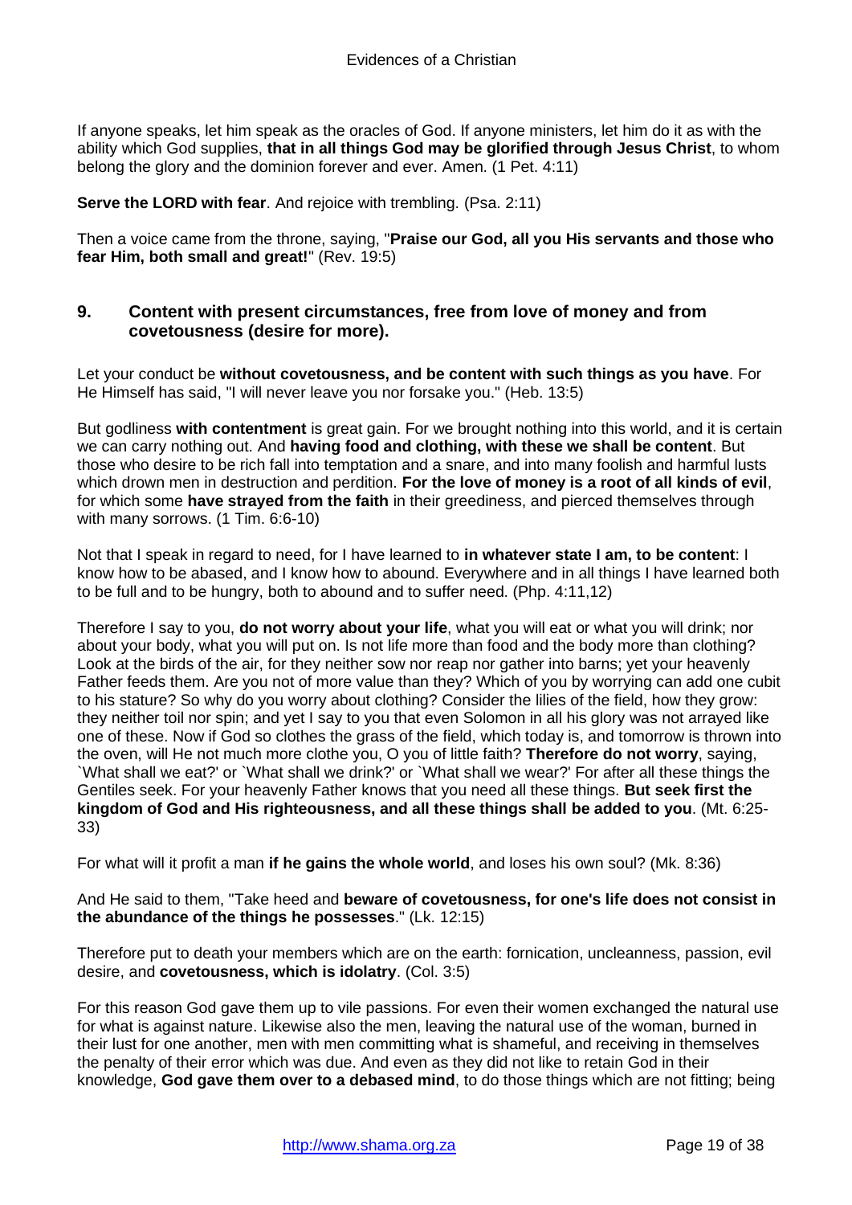If anyone speaks, let him speak as the oracles of God. If anyone ministers, let him do it as with the ability which God supplies, **that in all things God may be glorified through Jesus Christ**, to whom belong the glory and the dominion forever and ever. Amen. (1 Pet. 4:11)

**Serve the LORD with fear**. And rejoice with trembling. (Psa. 2:11)

Then a voice came from the throne, saying, "**Praise our God, all you His servants and those who fear Him, both small and great!**" (Rev. 19:5)

## 9. Content with present circumstances, free from love of money and from covetousness (desire for more).

Let your conduct be **without covetousness, and be content with such things as you have**. For He Himself has said, "I will never leave you nor forsake you." (Heb. 13:5)

But godliness **with contentment** is great gain. For we brought nothing into this world, and it is certain we can carry nothing out. And **having food and clothing, with these we shall be content**. But those who desire to be rich fall into temptation and a snare, and into many foolish and harmful lusts which drown men in destruction and perdition. **For the love of money is a root of all kinds of evil**, for which some **have strayed from the faith** in their greediness, and pierced themselves through with many sorrows. (1 Tim. 6:6-10)

Not that I speak in regard to need, for I have learned to **in whatever state I am, to be content**: I know how to be abased, and I know how to abound. Everywhere and in all things I have learned both to be full and to be hungry, both to abound and to suffer need. (Php. 4:11,12)

Therefore I say to you, **do not worry about your life**, what you will eat or what you will drink; nor about your body, what you will put on. Is not life more than food and the body more than clothing? Look at the birds of the air, for they neither sow nor reap nor gather into barns; yet your heavenly Father feeds them. Are you not of more value than they? Which of you by worrying can add one cubit to his stature? So why do you worry about clothing? Consider the lilies of the field, how they grow: they neither toil nor spin; and yet I say to you that even Solomon in all his glory was not arrayed like one of these. Now if God so clothes the grass of the field, which today is, and tomorrow is thrown into the oven, will He not much more clothe you, O you of little faith? **Therefore do not worry**, saying, `What shall we eat?' or `What shall we drink?' or `What shall we wear?' For after all these things the Gentiles seek. For your heavenly Father knows that you need all these things. **But seek first the kingdom of God and His righteousness, and all these things shall be added to you**. (Mt. 6:25-33)

For what will it profit a man **if he gains the whole world**, and loses his own soul? (Mk. 8:36)

And He said to them, "Take heed and **beware of covetousness, for one's life does not consist in the abundance of the things he possesses**." (Lk. 12:15)

Therefore put to death your members which are on the earth: fornication, uncleanness, passion, evil desire, and **covetousness, which is idolatry**. (Col. 3:5)

For this reason God gave them up to vile passions. For even their women exchanged the natural use for what is against nature. Likewise also the men, leaving the natural use of the woman, burned in their lust for one another, men with men committing what is shameful, and receiving in themselves the penalty of their error which was due. And even as they did not like to retain God in their knowledge, **God gave them over to a debased mind**, to do those things which are not fitting; being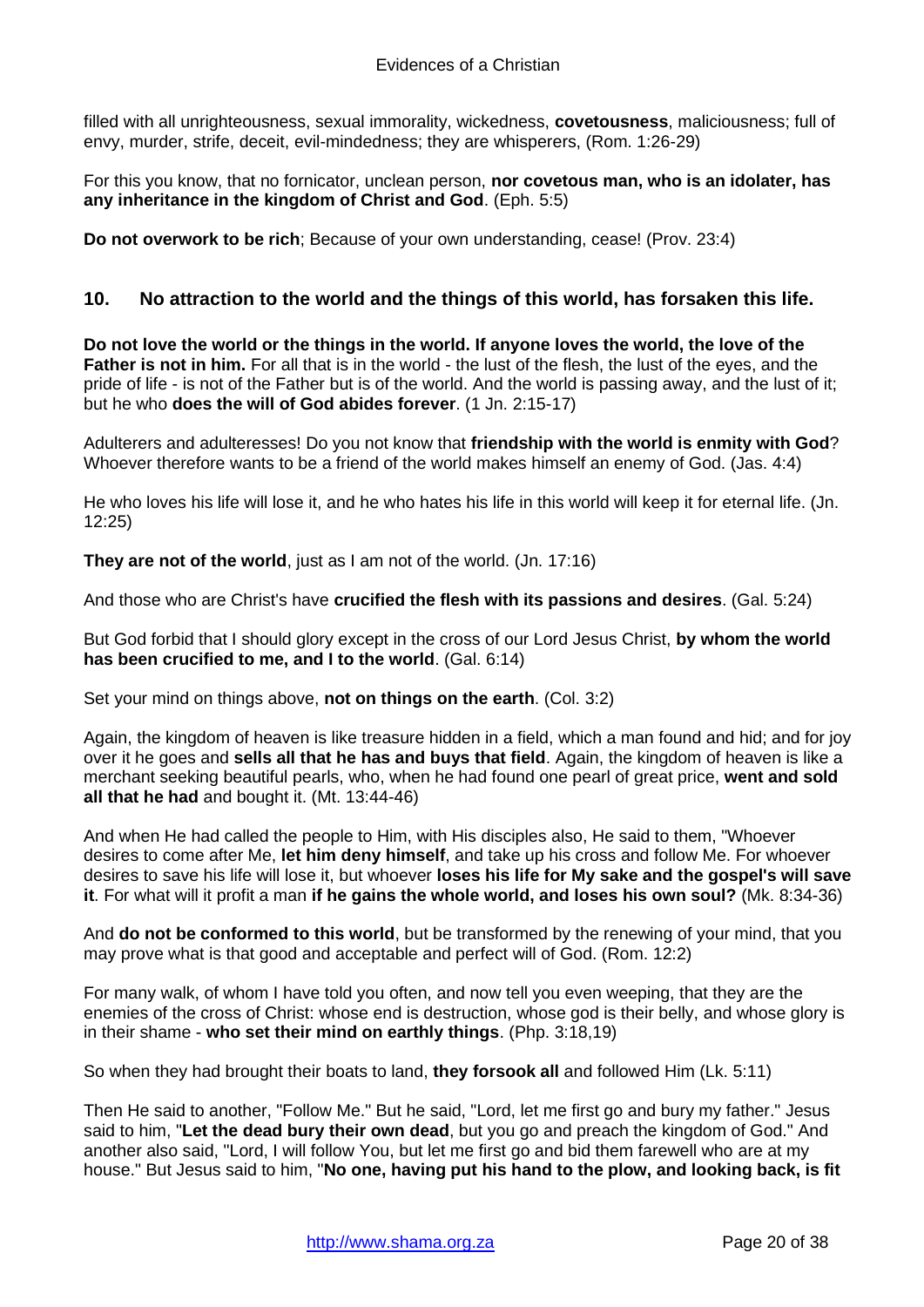filled with all unrighteousness, sexual immorality, wickedness, **covetousness**, maliciousness; full of envy, murder, strife, deceit, evil-mindedness; they are whisperers, (Rom. 1:26-29)

For this you know, that no fornicator, unclean person, **nor covetous man, who is an idolater, has any inheritance in the kingdom of Christ and God**. (Eph. 5:5)

**Do not overwork to be rich**; Because of your own understanding, cease! (Prov. 23:4)

## 10. No attraction to the world and the things of this world, has forsaken this life.

**Do not love the world or the things in the world. If anyone loves the world, the love of the Father is not in him.** For all that is in the world - the lust of the flesh, the lust of the eyes, and the pride of life - is not of the Father but is of the world. And the world is passing away, and the lust of it; but he who **does the will of God abides forever**. (1 Jn. 2:15-17)

Adulterers and adulteresses! Do you not know that **friendship with the world is enmity with God**? Whoever therefore wants to be a friend of the world makes himself an enemy of God. (Jas. 4:4)

He who loves his life will lose it, and he who hates his life in this world will keep it for eternal life. (Jn. 12:25)

**They are not of the world**, just as I am not of the world. (Jn. 17:16)

And those who are Christ's have **crucified the flesh with its passions and desires**. (Gal. 5:24)

But God forbid that I should glory except in the cross of our Lord Jesus Christ, **by whom the world has been crucified to me, and I to the world**. (Gal. 6:14)

Set your mind on things above, **not on things on the earth**. (Col. 3:2)

Again, the kingdom of heaven is like treasure hidden in a field, which a man found and hid; and for joy over it he goes and **sells all that he has and buys that field**. Again, the kingdom of heaven is like a merchant seeking beautiful pearls, who, when he had found one pearl of great price, **went and sold all that he had** and bought it. (Mt. 13:44-46)

And when He had called the people to Him, with His disciples also, He said to them, "Whoever desires to come after Me, **let him deny himself**, and take up his cross and follow Me. For whoever desires to save his life will lose it, but whoever **loses his life for My sake and the gospel's will save it**. For what will it profit a man **if he gains the whole world, and loses his own soul?** (Mk. 8:34-36)

And **do not be conformed to this world**, but be transformed by the renewing of your mind, that you may prove what is that good and acceptable and perfect will of God. (Rom. 12:2)

For many walk, of whom I have told you often, and now tell you even weeping, that they are the enemies of the cross of Christ: whose end is destruction, whose god is their belly, and whose glory is in their shame - **who set their mind on earthly things**. (Php. 3:18,19)

So when they had brought their boats to land, **they forsook all** and followed Him (Lk. 5:11)

Then He said to another, "Follow Me." But he said, "Lord, let me first go and bury my father." Jesus said to him, "**Let the dead bury their own dead**, but you go and preach the kingdom of God." And another also said, "Lord, I will follow You, but let me first go and bid them farewell who are at my house." But Jesus said to him, "**No one, having put his hand to the plow, and looking back, is fit**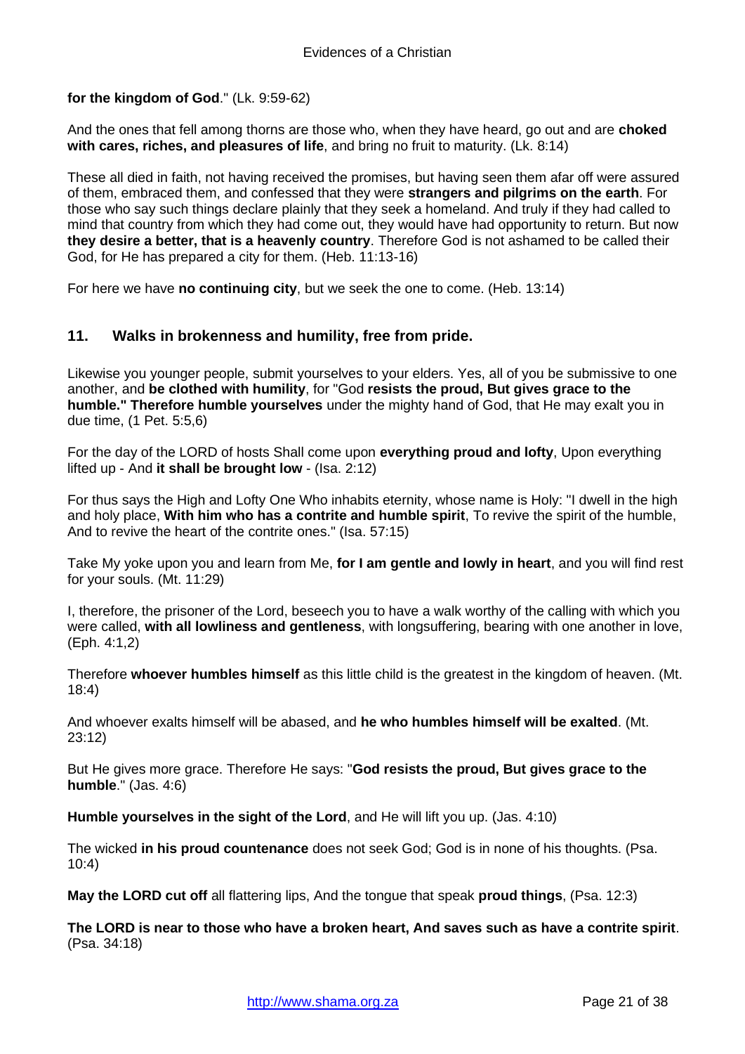**for the kingdom of God**." (Lk. 9:59-62)

And the ones that fell among thorns are those who, when they have heard, go out and are **choked with cares, riches, and pleasures of life**, and bring no fruit to maturity. (Lk. 8:14)

These all died in faith, not having received the promises, but having seen them afar off were assured of them, embraced them, and confessed that they were **strangers and pilgrims on the earth**. For those who say such things declare plainly that they seek a homeland. And truly if they had called to mind that country from which they had come out, they would have had opportunity to return. But now **they desire a better, that is a heavenly country**. Therefore God is not ashamed to be called their God, for He has prepared a city for them. (Heb. 11:13-16)

For here we have **no continuing city**, but we seek the one to come. (Heb. 13:14)

## 11. Walks in brokenness and humility, free from pride.

Likewise you younger people, submit yourselves to your elders. Yes, all of you be submissive to one another, and **be clothed with humility**, for "God **resists the proud, But gives grace to the humble." Therefore humble yourselves** under the mighty hand of God, that He may exalt you in due time, (1 Pet. 5:5,6)

For the day of the LORD of hosts Shall come upon **everything proud and lofty**, Upon everything lifted up - And **it shall be brought low** - (Isa. 2:12)

For thus says the High and Lofty One Who inhabits eternity, whose name is Holy: "I dwell in the high and holy place, **With him who has a contrite and humble spirit**, To revive the spirit of the humble, And to revive the heart of the contrite ones." (Isa. 57:15)

Take My yoke upon you and learn from Me, **for I am gentle and lowly in heart**, and you will find rest for your souls. (Mt. 11:29)

I, therefore, the prisoner of the Lord, beseech you to have a walk worthy of the calling with which you were called, **with all lowliness and gentleness**, with longsuffering, bearing with one another in love, (Eph. 4:1,2)

Therefore **whoever humbles himself** as this little child is the greatest in the kingdom of heaven. (Mt. 18:4)

And whoever exalts himself will be abased, and **he who humbles himself will be exalted**. (Mt. 23:12)

But He gives more grace. Therefore He says: "**God resists the proud, But gives grace to the humble**." (Jas. 4:6)

**Humble yourselves in the sight of the Lord**, and He will lift you up. (Jas. 4:10)

The wicked **in his proud countenance** does not seek God; God is in none of his thoughts. (Psa. 10:4)

**May the LORD cut off** all flattering lips, And the tongue that speak **proud things**, (Psa. 12:3)

**The LORD is near to those who have a broken heart, And saves such as have a contrite spirit**. (Psa. 34:18)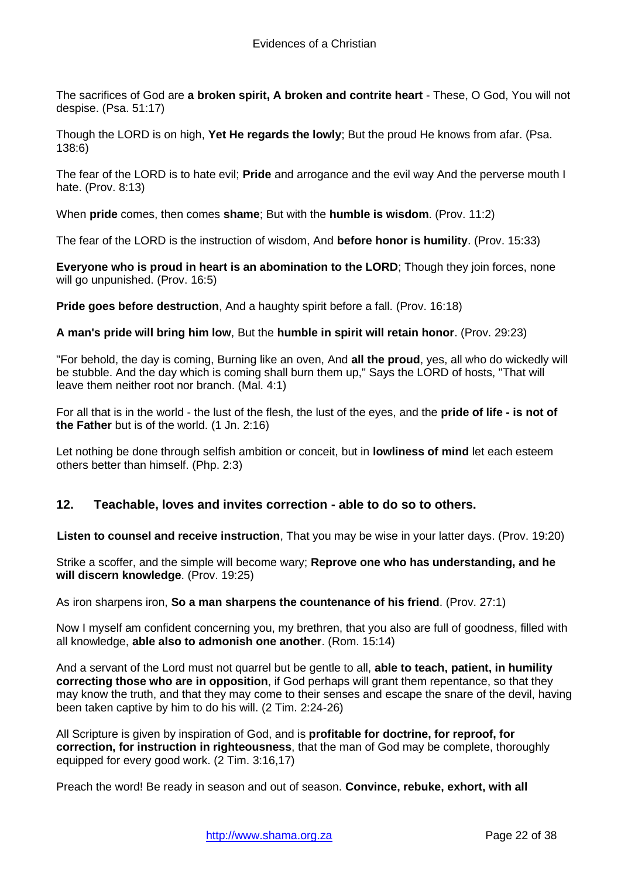The sacrifices of God are **a broken spirit, A broken and contrite heart** - These, O God, You will not despise. (Psa. 51:17)

Though the LORD is on high, **Yet He regards the lowly**; But the proud He knows from afar. (Psa. 138:6)

The fear of the LORD is to hate evil; **Pride** and arrogance and the evil way And the perverse mouth I hate. (Prov. 8:13)

When **pride** comes, then comes **shame**; But with the **humble is wisdom**. (Prov. 11:2)

The fear of the LORD is the instruction of wisdom, And **before honor is humility**. (Prov. 15:33)

**Everyone who is proud in heart is an abomination to the LORD**; Though they join forces, none will go unpunished. (Prov. 16:5)

**Pride goes before destruction**, And a haughty spirit before a fall. (Prov. 16:18)

**A man's pride will bring him low**, But the **humble in spirit will retain honor**. (Prov. 29:23)

"For behold, the day is coming, Burning like an oven, And **all the proud**, yes, all who do wickedly will be stubble. And the day which is coming shall burn them up," Says the LORD of hosts, "That will leave them neither root nor branch. (Mal. 4:1)

For all that is in the world - the lust of the flesh, the lust of the eyes, and the **pride of life - is not of the Father** but is of the world. (1 Jn. 2:16)

Let nothing be done through selfish ambition or conceit, but in **lowliness of mind** let each esteem others better than himself. (Php. 2:3)

## 12. Teachable, loves and invites correction - able to do so to others.

**Listen to counsel and receive instruction**, That you may be wise in your latter days. (Prov. 19:20)

Strike a scoffer, and the simple will become wary; **Reprove one who has understanding, and he will discern knowledge**. (Prov. 19:25)

As iron sharpens iron, **So a man sharpens the countenance of his friend**. (Prov. 27:1)

Now I myself am confident concerning you, my brethren, that you also are full of goodness, filled with all knowledge, **able also to admonish one another**. (Rom. 15:14)

And a servant of the Lord must not quarrel but be gentle to all, **able to teach, patient, in humility correcting those who are in opposition**, if God perhaps will grant them repentance, so that they may know the truth, and that they may come to their senses and escape the snare of the devil, having been taken captive by him to do his will. (2 Tim. 2:24-26)

All Scripture is given by inspiration of God, and is **profitable for doctrine, for reproof, for correction, for instruction in righteousness**, that the man of God may be complete, thoroughly equipped for every good work. (2 Tim. 3:16,17)

Preach the word! Be ready in season and out of season. **Convince, rebuke, exhort, with all**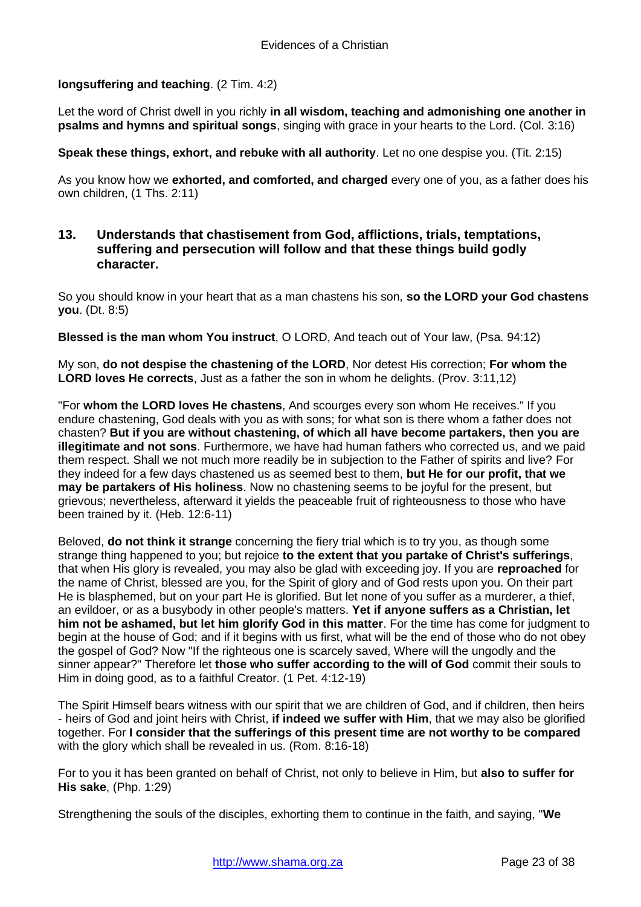**longsuffering and teaching**. (2 Tim. 4:2)

Let the word of Christ dwell in you richly **in all wisdom, teaching and admonishing one another in psalms and hymns and spiritual songs**, singing with grace in your hearts to the Lord. (Col. 3:16)

**Speak these things, exhort, and rebuke with all authority**. Let no one despise you. (Tit. 2:15)

As you know how we **exhorted, and comforted, and charged** every one of you, as a father does his own children, (1 Ths. 2:11)

### 13. Understands that chastisement from God, afflictions, trials, temptations, suffering and persecution will follow and that these things build godly character.

So you should know in your heart that as a man chastens his son, **so the LORD your God chastens you**. (Dt. 8:5)

**Blessed is the man whom You instruct**, O LORD, And teach out of Your law, (Psa. 94:12)

My son, **do not despise the chastening of the LORD**, Nor detest His correction; **For whom the LORD loves He corrects**, Just as a father the son in whom he delights. (Prov. 3:11,12)

"For **whom the LORD loves He chastens**, And scourges every son whom He receives." If you endure chastening, God deals with you as with sons; for what son is there whom a father does not chasten? **But if you are without chastening, of which all have become partakers, then you are illegitimate and not sons**. Furthermore, we have had human fathers who corrected us, and we paid them respect. Shall we not much more readily be in subjection to the Father of spirits and live? For they indeed for a few days chastened us as seemed best to them, **but He for our profit, that we may be partakers of His holiness**. Now no chastening seems to be joyful for the present, but grievous; nevertheless, afterward it yields the peaceable fruit of righteousness to those who have been trained by it. (Heb. 12:6-11)

Beloved, **do not think it strange** concerning the fiery trial which is to try you, as though some strange thing happened to you; but rejoice **to the extent that you partake of Christ's sufferings**, that when His glory is revealed, you may also be glad with exceeding joy. If you are **reproached** for the name of Christ, blessed are you, for the Spirit of glory and of God rests upon you. On their part He is blasphemed, but on your part He is glorified. But let none of you suffer as a murderer, a thief, an evildoer, or as a busybody in other people's matters. **Yet if anyone suffers as a Christian, let him not be ashamed, but let him glorify God in this matter**. For the time has come for judgment to begin at the house of God; and if it begins with us first, what will be the end of those who do not obey the gospel of God? Now "If the righteous one is scarcely saved, Where will the ungodly and the sinner appear?" Therefore let **those who suffer according to the will of God** commit their souls to Him in doing good, as to a faithful Creator. (1 Pet. 4:12-19)

The Spirit Himself bears witness with our spirit that we are children of God, and if children, then heirs - heirs of God and joint heirs with Christ, **if indeed we suffer with Him**, that we may also be glorified together. For **I consider that the sufferings of this present time are not worthy to be compared** with the glory which shall be revealed in us. (Rom. 8:16-18)

For to you it has been granted on behalf of Christ, not only to believe in Him, but **also to suffer for His sake**, (Php. 1:29)

Strengthening the souls of the disciples, exhorting them to continue in the faith, and saying, "**We**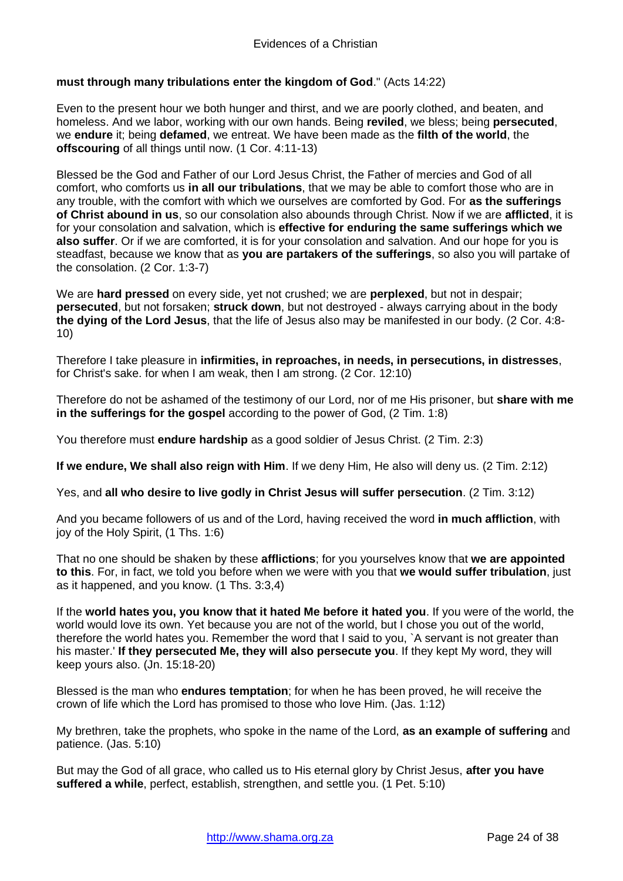**must through many tribulations enter the kingdom of God**." (Acts 14:22)

Even to the present hour we both hunger and thirst, and we are poorly clothed, and beaten, and homeless. And we labor, working with our own hands. Being **reviled**, we bless; being **persecuted**, we **endure** it; being **defamed**, we entreat. We have been made as the **filth of the world**, the **offscouring** of all things until now. (1 Cor. 4:11-13)

Blessed be the God and Father of our Lord Jesus Christ, the Father of mercies and God of all comfort, who comforts us **in all our tribulations**, that we may be able to comfort those who are in any trouble, with the comfort with which we ourselves are comforted by God. For **as the sufferings of Christ abound in us**, so our consolation also abounds through Christ. Now if we are **afflicted**, it is for your consolation and salvation, which is **effective for enduring the same sufferings which we also suffer**. Or if we are comforted, it is for your consolation and salvation. And our hope for you is steadfast, because we know that as **you are partakers of the sufferings**, so also you will partake of the consolation. (2 Cor. 1:3-7)

We are **hard pressed** on every side, yet not crushed; we are **perplexed**, but not in despair; **persecuted**, but not forsaken; **struck down**, but not destroyed - always carrying about in the body **the dying of the Lord Jesus**, that the life of Jesus also may be manifested in our body. (2 Cor. 4:8-10)

Therefore I take pleasure in **infirmities, in reproaches, in needs, in persecutions, in distresses**, for Christ's sake. for when I am weak, then I am strong. (2 Cor. 12:10)

Therefore do not be ashamed of the testimony of our Lord, nor of me His prisoner, but **share with me in the sufferings for the gospel** according to the power of God, (2 Tim. 1:8)

You therefore must **endure hardship** as a good soldier of Jesus Christ. (2 Tim. 2:3)

**If we endure, We shall also reign with Him**. If we deny Him, He also will deny us. (2 Tim. 2:12)

Yes, and **all who desire to live godly in Christ Jesus will suffer persecution**. (2 Tim. 3:12)

And you became followers of us and of the Lord, having received the word **in much affliction**, with joy of the Holy Spirit, (1 Ths. 1:6)

That no one should be shaken by these **afflictions**; for you yourselves know that **we are appointed to this**. For, in fact, we told you before when we were with you that **we would suffer tribulation**, just as it happened, and you know. (1 Ths. 3:3,4)

If the **world hates you, you know that it hated Me before it hated you**. If you were of the world, the world would love its own. Yet because you are not of the world, but I chose you out of the world, therefore the world hates you. Remember the word that I said to you, `A servant is not greater than his master.' **If they persecuted Me, they will also persecute you**. If they kept My word, they will keep yours also. (Jn. 15:18-20)

Blessed is the man who **endures temptation**; for when he has been proved, he will receive the crown of life which the Lord has promised to those who love Him. (Jas. 1:12)

My brethren, take the prophets, who spoke in the name of the Lord, **as an example of suffering** and patience. (Jas. 5:10)

But may the God of all grace, who called us to His eternal glory by Christ Jesus, **after you have suffered a while**, perfect, establish, strengthen, and settle you. (1 Pet. 5:10)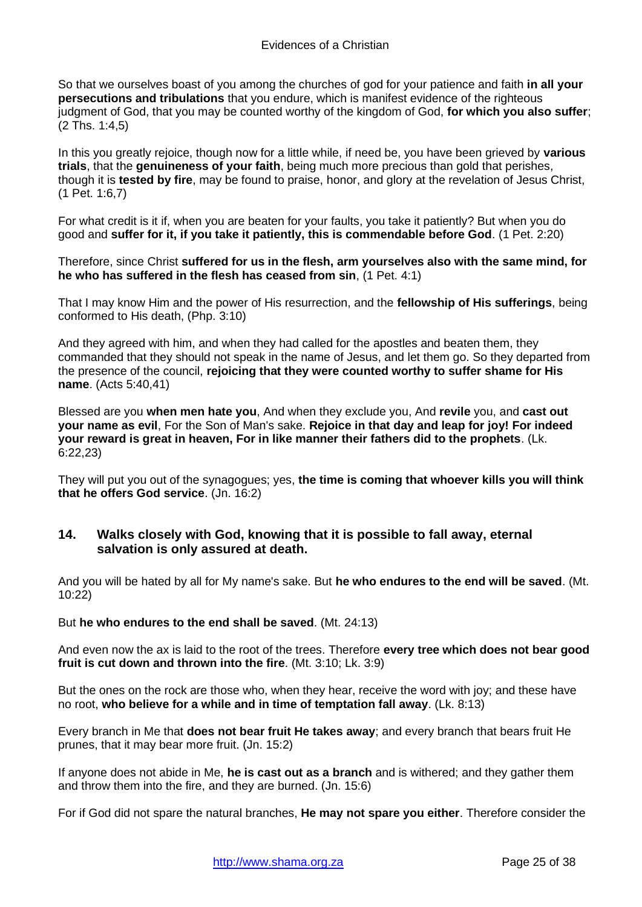So that we ourselves boast of you among the churches of god for your patience and faith **in all your persecutions and tribulations** that you endure, which is manifest evidence of the righteous judgment of God, that you may be counted worthy of the kingdom of God, **for which you also suffer**; (2 Ths. 1:4,5)

In this you greatly rejoice, though now for a little while, if need be, you have been grieved by **various trials**, that the **genuineness of your faith**, being much more precious than gold that perishes, though it is **tested by fire**, may be found to praise, honor, and glory at the revelation of Jesus Christ, (1 Pet. 1:6,7)

For what credit is it if, when you are beaten for your faults, you take it patiently? But when you do good and **suffer for it, if you take it patiently, this is commendable before God**. (1 Pet. 2:20)

Therefore, since Christ **suffered for us in the flesh, arm yourselves also with the same mind, for he who has suffered in the flesh has ceased from sin**, (1 Pet. 4:1)

That I may know Him and the power of His resurrection, and the **fellowship of His sufferings**, being conformed to His death, (Php. 3:10)

And they agreed with him, and when they had called for the apostles and beaten them, they commanded that they should not speak in the name of Jesus, and let them go. So they departed from the presence of the council, **rejoicing that they were counted worthy to suffer shame for His name**. (Acts 5:40,41)

Blessed are you **when men hate you**, And when they exclude you, And **revile** you, and **cast out your name as evil**, For the Son of Man's sake. **Rejoice in that day and leap for joy! For indeed your reward is great in heaven, For in like manner their fathers did to the prophets**. (Lk. 6:22,23)

They will put you out of the synagogues; yes, **the time is coming that whoever kills you will think that he offers God service**. (Jn. 16:2)

## 14. Walks closely with God, knowing that it is possible to fall away, eternal salvation is only assured at death.

And you will be hated by all for My name's sake. But **he who endures to the end will be saved**. (Mt. 10:22)

But **he who endures to the end shall be saved**. (Mt. 24:13)

And even now the ax is laid to the root of the trees. Therefore **every tree which does not bear good fruit is cut down and thrown into the fire**. (Mt. 3:10; Lk. 3:9)

But the ones on the rock are those who, when they hear, receive the word with joy; and these have no root, **who believe for a while and in time of temptation fall away**. (Lk. 8:13)

Every branch in Me that **does not bear fruit He takes away**; and every branch that bears fruit He prunes, that it may bear more fruit. (Jn. 15:2)

If anyone does not abide in Me, **he is cast out as a branch** and is withered; and they gather them and throw them into the fire, and they are burned. (Jn. 15:6)

For if God did not spare the natural branches, **He may not spare you either**. Therefore consider the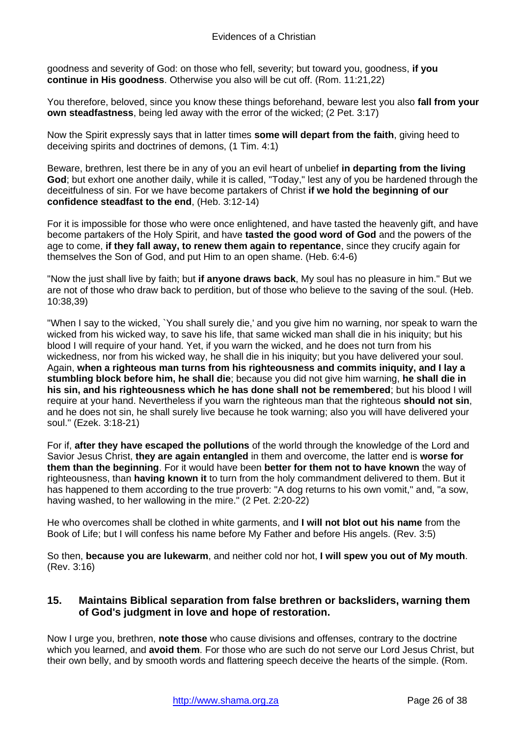goodness and severity of God: on those who fell, severity; but toward you, goodness, **if you continue in His goodness**. Otherwise you also will be cut off. (Rom. 11:21,22)

You therefore, beloved, since you know these things beforehand, beware lest you also **fall from your own steadfastness**, being led away with the error of the wicked; (2 Pet. 3:17)

Now the Spirit expressly says that in latter times **some will depart from the faith**, giving heed to deceiving spirits and doctrines of demons, (1 Tim. 4:1)

Beware, brethren, lest there be in any of you an evil heart of unbelief **in departing from the living God**; but exhort one another daily, while it is called, "Today," lest any of you be hardened through the deceitfulness of sin. For we have become partakers of Christ **if we hold the beginning of our confidence steadfast to the end**, (Heb. 3:12-14)

For it is impossible for those who were once enlightened, and have tasted the heavenly gift, and have become partakers of the Holy Spirit, and have **tasted the good word of God** and the powers of the age to come, **if they fall away, to renew them again to repentance**, since they crucify again for themselves the Son of God, and put Him to an open shame. (Heb. 6:4-6)

"Now the just shall live by faith; but **if anyone draws back**, My soul has no pleasure in him." But we are not of those who draw back to perdition, but of those who believe to the saving of the soul. (Heb. 10:38,39)

"When I say to the wicked, `You shall surely die,' and you give him no warning, nor speak to warn the wicked from his wicked way, to save his life, that same wicked man shall die in his iniquity; but his blood I will require of your hand. Yet, if you warn the wicked, and he does not turn from his wickedness, nor from his wicked way, he shall die in his iniquity; but you have delivered your soul. Again, **when a righteous man turns from his righteousness and commits iniquity, and I lay a stumbling block before him, he shall die**; because you did not give him warning, **he shall die in his sin, and his righteousness which he has done shall not be remembered**; but his blood I will require at your hand. Nevertheless if you warn the righteous man that the righteous **should not sin**, and he does not sin, he shall surely live because he took warning; also you will have delivered your soul." (Ezek. 3:18-21)

For if, **after they have escaped the pollutions** of the world through the knowledge of the Lord and Savior Jesus Christ, **they are again entangled** in them and overcome, the latter end is **worse for them than the beginning**. For it would have been **better for them not to have known** the way of righteousness, than **having known it** to turn from the holy commandment delivered to them. But it has happened to them according to the true proverb: "A dog returns to his own vomit," and, "a sow, having washed, to her wallowing in the mire." (2 Pet. 2:20-22)

He who overcomes shall be clothed in white garments, and **I will not blot out his name** from the Book of Life; but I will confess his name before My Father and before His angels. (Rev. 3:5)

So then, **because you are lukewarm**, and neither cold nor hot, **I will spew you out of My mouth**. (Rev. 3:16)

## 15. Maintains Biblical separation from false brethren or backsliders, warning them of God's judgment in love and hope of restoration.

Now I urge you, brethren, **note those** who cause divisions and offenses, contrary to the doctrine which you learned, and **avoid them**. For those who are such do not serve our Lord Jesus Christ, but their own belly, and by smooth words and flattering speech deceive the hearts of the simple. (Rom.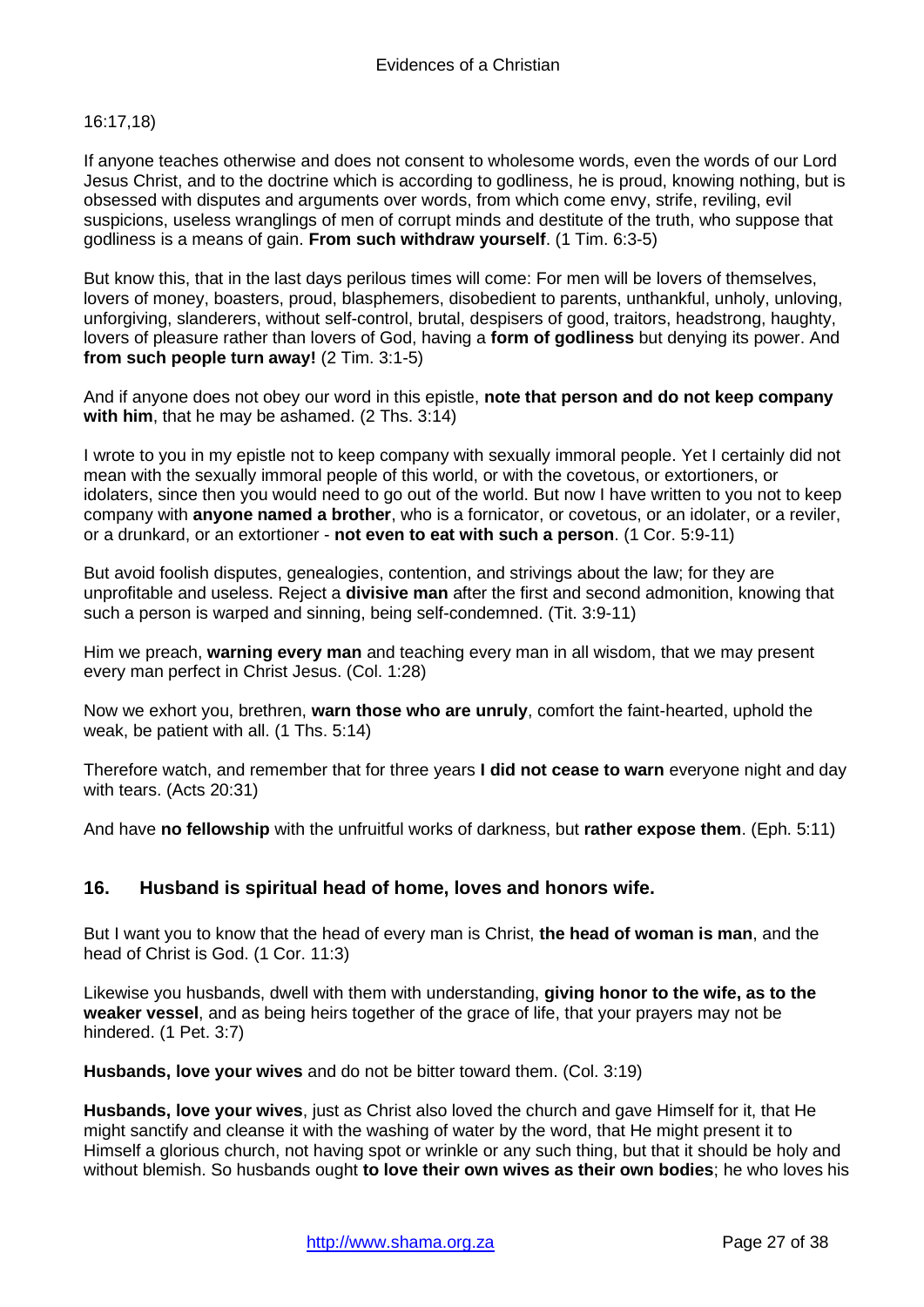16:17,18)

If anyone teaches otherwise and does not consent to wholesome words, even the words of our Lord Jesus Christ, and to the doctrine which is according to godliness, he is proud, knowing nothing, but is obsessed with disputes and arguments over words, from which come envy, strife, reviling, evil suspicions, useless wranglings of men of corrupt minds and destitute of the truth, who suppose that godliness is a means of gain. **From such withdraw yourself**. (1 Tim. 6:3-5)

But know this, that in the last days perilous times will come: For men will be lovers of themselves, lovers of money, boasters, proud, blasphemers, disobedient to parents, unthankful, unholy, unloving, unforgiving, slanderers, without self-control, brutal, despisers of good, traitors, headstrong, haughty, lovers of pleasure rather than lovers of God, having a **form of godliness** but denying its power. And **from such people turn away!** (2 Tim. 3:1-5)

And if anyone does not obey our word in this epistle, **note that person and do not keep company with him**, that he may be ashamed. (2 Ths. 3:14)

I wrote to you in my epistle not to keep company with sexually immoral people. Yet I certainly did not mean with the sexually immoral people of this world, or with the covetous, or extortioners, or idolaters, since then you would need to go out of the world. But now I have written to you not to keep company with **anyone named a brother**, who is a fornicator, or covetous, or an idolater, or a reviler, or a drunkard, or an extortioner - **not even to eat with such a person**. (1 Cor. 5:9-11)

But avoid foolish disputes, genealogies, contention, and strivings about the law; for they are unprofitable and useless. Reject a **divisive man** after the first and second admonition, knowing that such a person is warped and sinning, being self-condemned. (Tit. 3:9-11)

Him we preach, **warning every man** and teaching every man in all wisdom, that we may present every man perfect in Christ Jesus. (Col. 1:28)

Now we exhort you, brethren, **warn those who are unruly**, comfort the faint-hearted, uphold the weak, be patient with all. (1 Ths. 5:14)

Therefore watch, and remember that for three years **I did not cease to warn** everyone night and day with tears. (Acts 20:31)

And have **no fellowship** with the unfruitful works of darkness, but **rather expose them**. (Eph. 5:11)

## 16. Husband is spiritual head of home, loves and honors wife.

But I want you to know that the head of every man is Christ, **the head of woman is man**, and the head of Christ is God. (1 Cor. 11:3)

Likewise you husbands, dwell with them with understanding, **giving honor to the wife, as to the weaker vessel**, and as being heirs together of the grace of life, that your prayers may not be hindered. (1 Pet. 3:7)

**Husbands, love your wives** and do not be bitter toward them. (Col. 3:19)

**Husbands, love your wives**, just as Christ also loved the church and gave Himself for it, that He might sanctify and cleanse it with the washing of water by the word, that He might present it to Himself a glorious church, not having spot or wrinkle or any such thing, but that it should be holy and without blemish. So husbands ought **to love their own wives as their own bodies**; he who loves his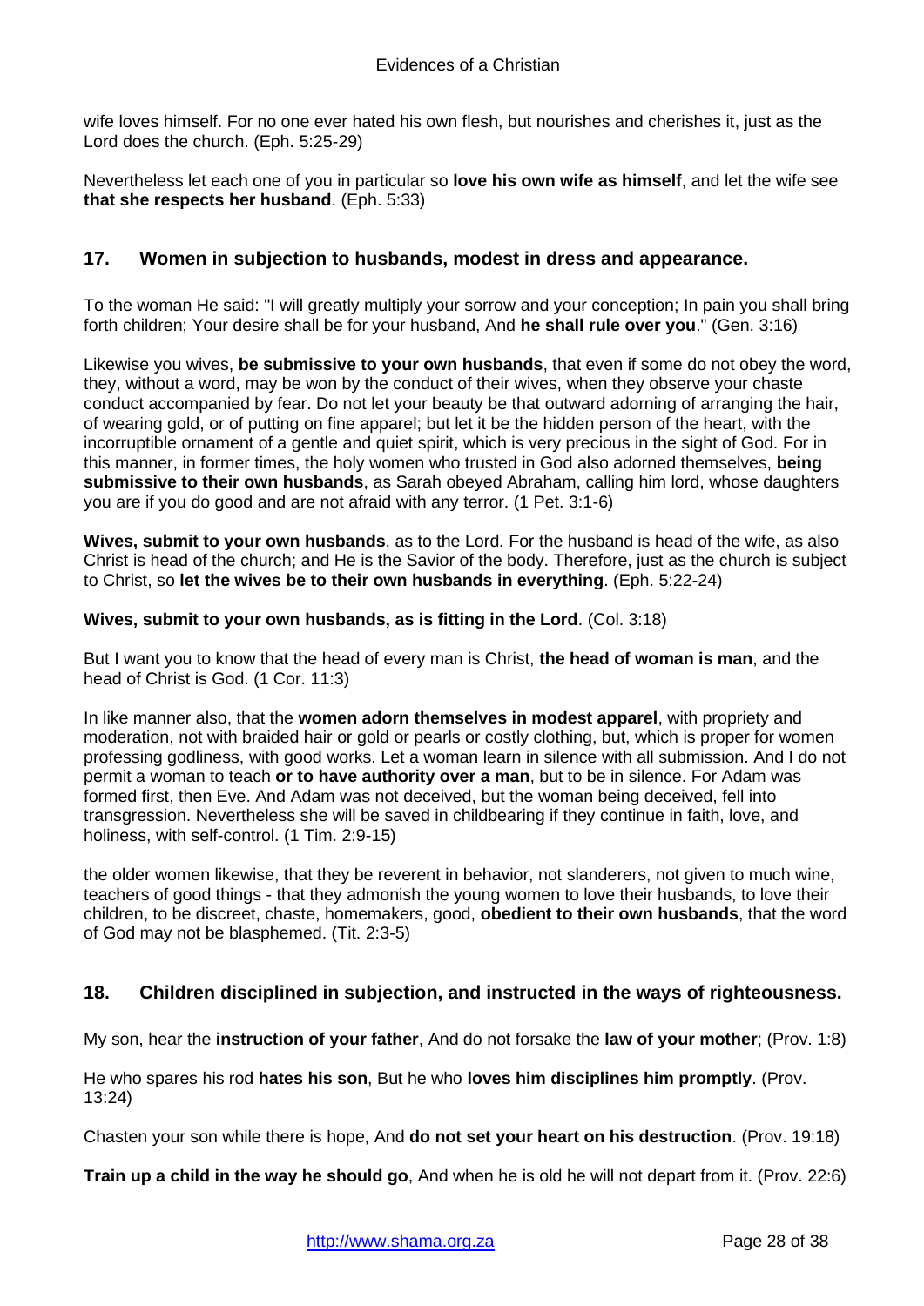wife loves himself. For no one ever hated his own flesh, but nourishes and cherishes it, just as the Lord does the church. (Eph. 5:25-29)

Nevertheless let each one of you in particular so **love his own wife as himself**, and let the wife see **that she respects her husband**. (Eph. 5:33)

## 17. Women in subjection to husbands, modest in dress and appearance.

To the woman He said: "I will greatly multiply your sorrow and your conception; In pain you shall bring forth children; Your desire shall be for your husband, And **he shall rule over you**." (Gen. 3:16)

Likewise you wives, **be submissive to your own husbands**, that even if some do not obey the word, they, without a word, may be won by the conduct of their wives, when they observe your chaste conduct accompanied by fear. Do not let your beauty be that outward adorning of arranging the hair, of wearing gold, or of putting on fine apparel; but let it be the hidden person of the heart, with the incorruptible ornament of a gentle and quiet spirit, which is very precious in the sight of God. For in this manner, in former times, the holy women who trusted in God also adorned themselves, **being submissive to their own husbands**, as Sarah obeyed Abraham, calling him lord, whose daughters you are if you do good and are not afraid with any terror. (1 Pet. 3:1-6)

**Wives, submit to your own husbands**, as to the Lord. For the husband is head of the wife, as also Christ is head of the church; and He is the Savior of the body. Therefore, just as the church is subject to Christ, so **let the wives be to their own husbands in everything**. (Eph. 5:22-24)

**Wives, submit to your own husbands, as is fitting in the Lord**. (Col. 3:18)

But I want you to know that the head of every man is Christ, **the head of woman is man**, and the head of Christ is God. (1 Cor. 11:3)

In like manner also, that the **women adorn themselves in modest apparel**, with propriety and moderation, not with braided hair or gold or pearls or costly clothing, but, which is proper for women professing godliness, with good works. Let a woman learn in silence with all submission. And I do not permit a woman to teach **or to have authority over a man**, but to be in silence. For Adam was formed first, then Eve. And Adam was not deceived, but the woman being deceived, fell into transgression. Nevertheless she will be saved in childbearing if they continue in faith, love, and holiness, with self-control. (1 Tim. 2:9-15)

the older women likewise, that they be reverent in behavior, not slanderers, not given to much wine, teachers of good things - that they admonish the young women to love their husbands, to love their children, to be discreet, chaste, homemakers, good, **obedient to their own husbands**, that the word of God may not be blasphemed. (Tit. 2:3-5)

## 18. Children disciplined in subjection, and instructed in the ways of righteousness.

My son, hear the **instruction of your father**, And do not forsake the **law of your mother**; (Prov. 1:8)

He who spares his rod **hates his son**, But he who **loves him disciplines him promptly**. (Prov. 13:24)

Chasten your son while there is hope, And **do not set your heart on his destruction**. (Prov. 19:18)

**Train up a child in the way he should go**, And when he is old he will not depart from it. (Prov. 22:6)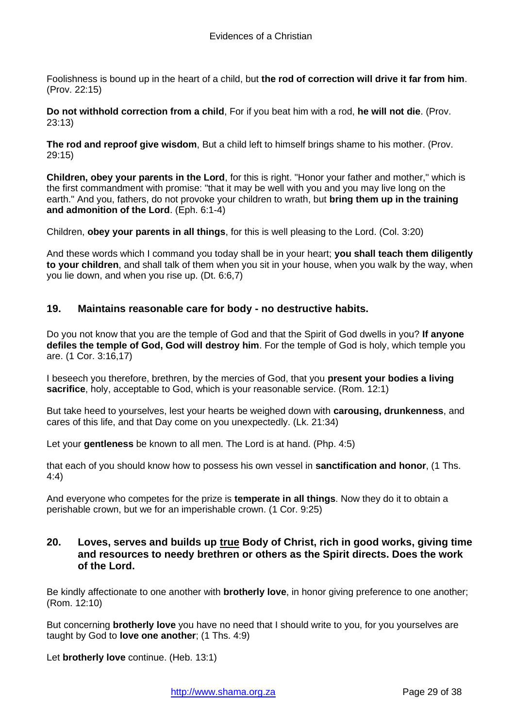Foolishness is bound up in the heart of a child, but **the rod of correction will drive it far from him**. (Prov. 22:15)

**Do not withhold correction from a child**, For if you beat him with a rod, **he will not die**. (Prov. 23:13)

**The rod and reproof give wisdom**, But a child left to himself brings shame to his mother. (Prov. 29:15)

**Children, obey your parents in the Lord**, for this is right. "Honor your father and mother," which is the first commandment with promise: "that it may be well with you and you may live long on the earth." And you, fathers, do not provoke your children to wrath, but **bring them up in the training and admonition of the Lord**. (Eph. 6:1-4)

Children, **obey your parents in all things**, for this is well pleasing to the Lord. (Col. 3:20)

And these words which I command you today shall be in your heart; **you shall teach them diligently to your children**, and shall talk of them when you sit in your house, when you walk by the way, when you lie down, and when you rise up. (Dt. 6:6,7)

### 19. Maintains reasonable care for body - no destructive habits.

Do you not know that you are the temple of God and that the Spirit of God dwells in you? **If anyone defiles the temple of God, God will destroy him**. For the temple of God is holy, which temple you are. (1 Cor. 3:16,17)

I beseech you therefore, brethren, by the mercies of God, that you **present your bodies a living sacrifice**, holy, acceptable to God, which is your reasonable service. (Rom. 12:1)

But take heed to yourselves, lest your hearts be weighed down with **carousing, drunkenness**, and cares of this life, and that Day come on you unexpectedly. (Lk. 21:34)

Let your **gentleness** be known to all men. The Lord is at hand. (Php. 4:5)

that each of you should know how to possess his own vessel in **sanctification and honor**, (1 Ths. 4:4)

And everyone who competes for the prize is **temperate in all things**. Now they do it to obtain a perishable crown, but we for an imperishable crown. (1 Cor. 9:25)

### 20. Loves, serves and builds up <u>true</u> Body of Christ, rich in good works, giving time and resources to needy brethren or others as the Spirit directs. Does the work of the Lord.

Be kindly affectionate to one another with **brotherly love**, in honor giving preference to one another; (Rom. 12:10)

But concerning **brotherly love** you have no need that I should write to you, for you yourselves are taught by God to **love one another**; (1 Ths. 4:9)

Let **brotherly love** continue. (Heb. 13:1)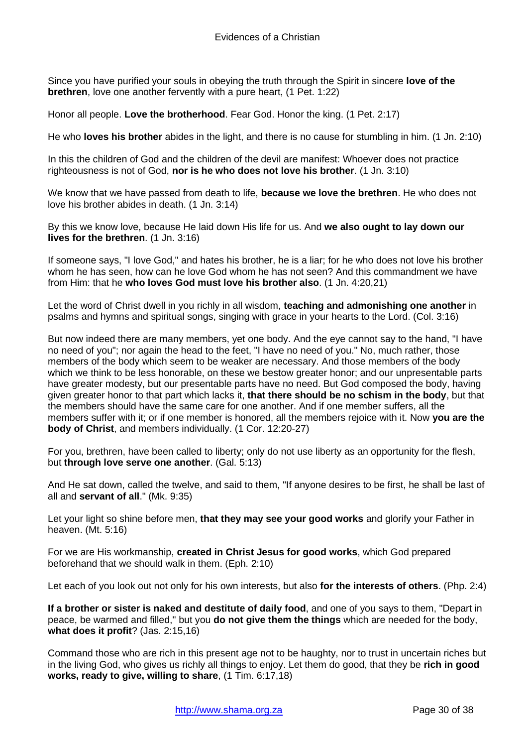Since you have purified your souls in obeying the truth through the Spirit in sincere **love of the brethren**, love one another fervently with a pure heart, (1 Pet. 1:22)

Honor all people. **Love the brotherhood**. Fear God. Honor the king. (1 Pet. 2:17)

He who **loves his brother** abides in the light, and there is no cause for stumbling in him. (1 Jn. 2:10)

In this the children of God and the children of the devil are manifest: Whoever does not practice righteousness is not of God, **nor is he who does not love his brother**. (1 Jn. 3:10)

We know that we have passed from death to life, **because we love the brethren**. He who does not love his brother abides in death. (1 Jn. 3:14)

By this we know love, because He laid down His life for us. And **we also ought to lay down our lives for the brethren**. (1 Jn. 3:16)

If someone says, "I love God," and hates his brother, he is a liar; for he who does not love his brother whom he has seen, how can he love God whom he has not seen? And this commandment we have from Him: that he **who loves God must love his brother also**. (1 Jn. 4:20,21)

Let the word of Christ dwell in you richly in all wisdom, **teaching and admonishing one another** in psalms and hymns and spiritual songs, singing with grace in your hearts to the Lord. (Col. 3:16)

But now indeed there are many members, yet one body. And the eye cannot say to the hand, "I have no need of you"; nor again the head to the feet, "I have no need of you." No, much rather, those members of the body which seem to be weaker are necessary. And those members of the body which we think to be less honorable, on these we bestow greater honor; and our unpresentable parts have greater modesty, but our presentable parts have no need. But God composed the body, having given greater honor to that part which lacks it, **that there should be no schism in the body**, but that the members should have the same care for one another. And if one member suffers, all the members suffer with it; or if one member is honored, all the members rejoice with it. Now **you are the body of Christ**, and members individually. (1 Cor. 12:20-27)

For you, brethren, have been called to liberty; only do not use liberty as an opportunity for the flesh, but **through love serve one another**. (Gal. 5:13)

And He sat down, called the twelve, and said to them, "If anyone desires to be first, he shall be last of all and **servant of all**." (Mk. 9:35)

Let your light so shine before men, **that they may see your good works** and glorify your Father in heaven. (Mt. 5:16)

For we are His workmanship, **created in Christ Jesus for good works**, which God prepared beforehand that we should walk in them. (Eph. 2:10)

Let each of you look out not only for his own interests, but also **for the interests of others**. (Php. 2:4)

**If a brother or sister is naked and destitute of daily food**, and one of you says to them, "Depart in peace, be warmed and filled," but you **do not give them the things** which are needed for the body, **what does it profit**? (Jas. 2:15,16)

Command those who are rich in this present age not to be haughty, nor to trust in uncertain riches but in the living God, who gives us richly all things to enjoy. Let them do good, that they be **rich in good works, ready to give, willing to share**, (1 Tim. 6:17,18)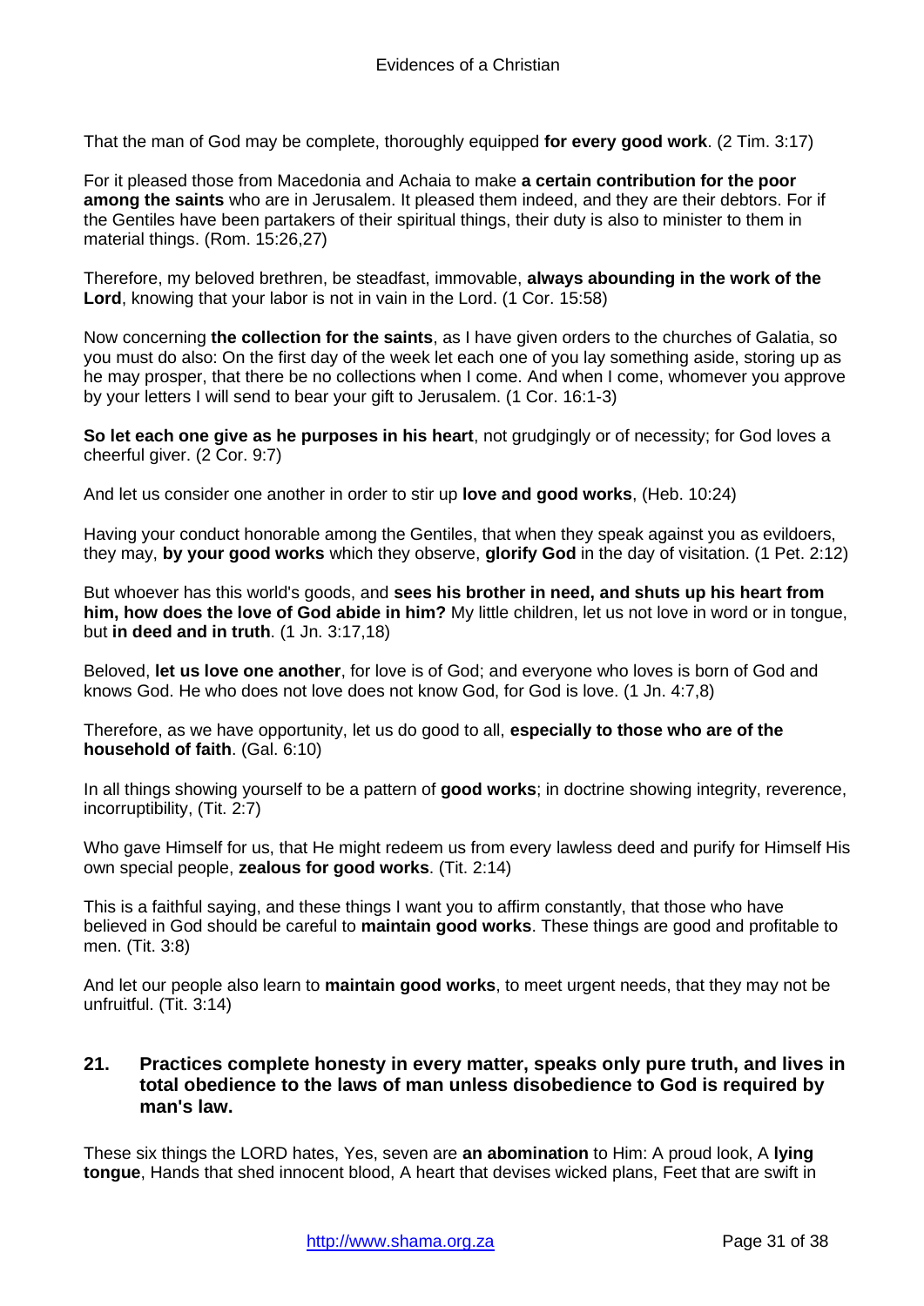That the man of God may be complete, thoroughly equipped **for every good work**. (2 Tim. 3:17)

For it pleased those from Macedonia and Achaia to make **a certain contribution for the poor among the saints** who are in Jerusalem. It pleased them indeed, and they are their debtors. For if the Gentiles have been partakers of their spiritual things, their duty is also to minister to them in material things. (Rom. 15:26,27)

Therefore, my beloved brethren, be steadfast, immovable, **always abounding in the work of the Lord**, knowing that your labor is not in vain in the Lord. (1 Cor. 15:58)

Now concerning **the collection for the saints**, as I have given orders to the churches of Galatia, so you must do also: On the first day of the week let each one of you lay something aside, storing up as he may prosper, that there be no collections when I come. And when I come, whomever you approve by your letters I will send to bear your gift to Jerusalem. (1 Cor. 16:1-3)

**So let each one give as he purposes in his heart**, not grudgingly or of necessity; for God loves a cheerful giver. (2 Cor. 9:7)

And let us consider one another in order to stir up **love and good works**, (Heb. 10:24)

Having your conduct honorable among the Gentiles, that when they speak against you as evildoers, they may, **by your good works** which they observe, **glorify God** in the day of visitation. (1 Pet. 2:12)

But whoever has this world's goods, and **sees his brother in need, and shuts up his heart from him, how does the love of God abide in him?** My little children, let us not love in word or in tongue, but **in deed and in truth**. (1 Jn. 3:17,18)

Beloved, **let us love one another**, for love is of God; and everyone who loves is born of God and knows God. He who does not love does not know God, for God is love. (1 Jn. 4:7,8)

Therefore, as we have opportunity, let us do good to all, **especially to those who are of the household of faith**. (Gal. 6:10)

In all things showing yourself to be a pattern of **good works**; in doctrine showing integrity, reverence, incorruptibility, (Tit. 2:7)

Who gave Himself for us, that He might redeem us from every lawless deed and purify for Himself His own special people, **zealous for good works**. (Tit. 2:14)

This is a faithful saying, and these things I want you to affirm constantly, that those who have believed in God should be careful to **maintain good works**. These things are good and profitable to men. (Tit. 3:8)

And let our people also learn to **maintain good works**, to meet urgent needs, that they may not be unfruitful. (Tit. 3:14)

### 21. Practices complete honesty in every matter, speaks only pure truth, and lives in total obedience to the laws of man unless disobedience to God is required by man's law.

These six things the LORD hates, Yes, seven are **an abomination** to Him: A proud look, A **lying tongue**, Hands that shed innocent blood, A heart that devises wicked plans, Feet that are swift in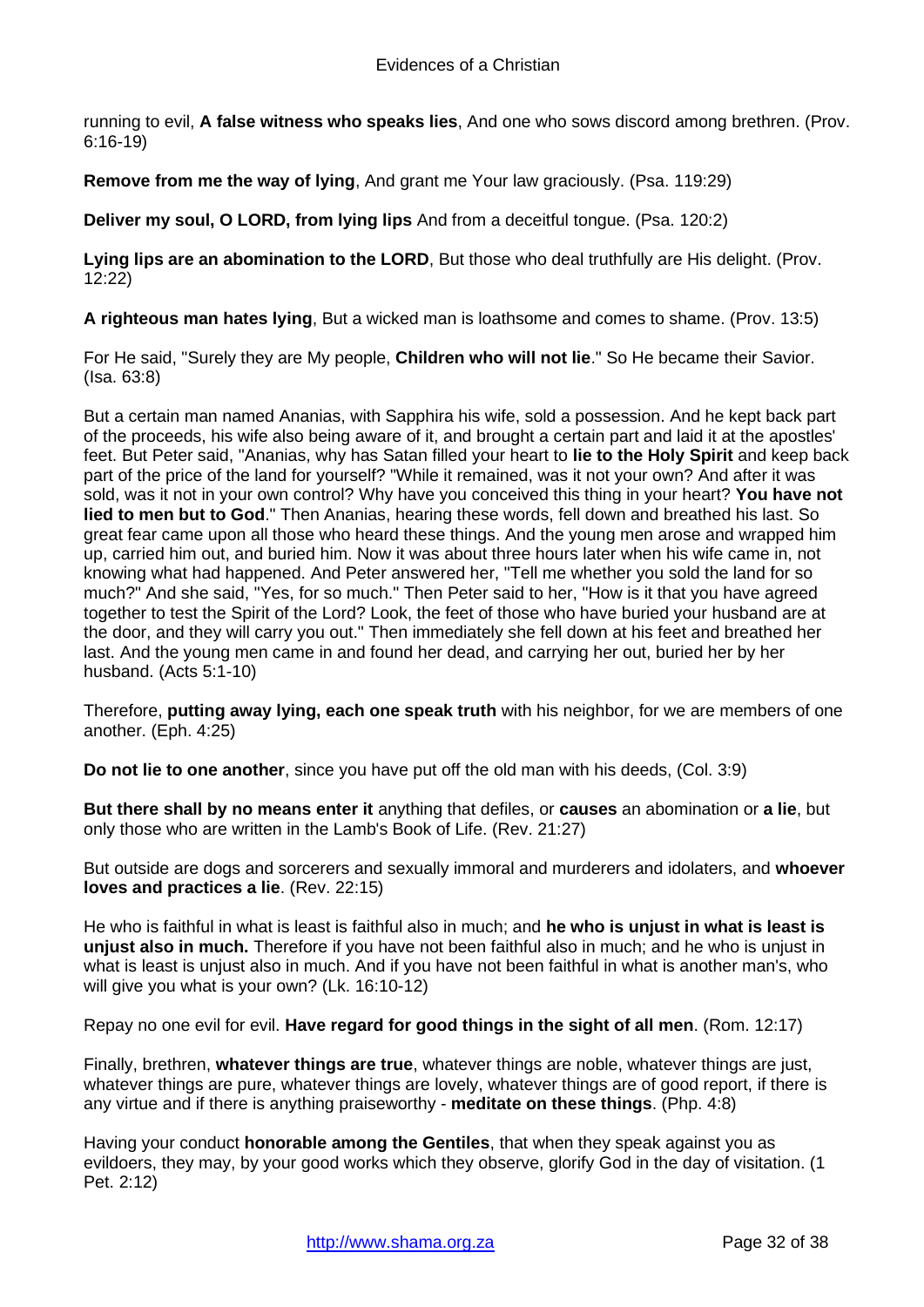running to evil, **A false witness who speaks lies**, And one who sows discord among brethren. (Prov. 6:16-19)

**Remove from me the way of lying**, And grant me Your law graciously. (Psa. 119:29)

**Deliver my soul, O LORD, from lying lips** And from a deceitful tongue. (Psa. 120:2)

**Lying lips are an abomination to the LORD**, But those who deal truthfully are His delight. (Prov. 12:22)

**A righteous man hates lying**, But a wicked man is loathsome and comes to shame. (Prov. 13:5)

For He said, "Surely they are My people, **Children who will not lie**." So He became their Savior. (Isa. 63:8)

But a certain man named Ananias, with Sapphira his wife, sold a possession. And he kept back part of the proceeds, his wife also being aware of it, and brought a certain part and laid it at the apostles' feet. But Peter said, "Ananias, why has Satan filled your heart to **lie to the Holy Spirit** and keep back part of the price of the land for yourself? "While it remained, was it not your own? And after it was sold, was it not in your own control? Why have you conceived this thing in your heart? **You have not lied to men but to God**." Then Ananias, hearing these words, fell down and breathed his last. So great fear came upon all those who heard these things. And the young men arose and wrapped him up, carried him out, and buried him. Now it was about three hours later when his wife came in, not knowing what had happened. And Peter answered her, "Tell me whether you sold the land for so much?" And she said, "Yes, for so much." Then Peter said to her, "How is it that you have agreed together to test the Spirit of the Lord? Look, the feet of those who have buried your husband are at the door, and they will carry you out." Then immediately she fell down at his feet and breathed her last. And the young men came in and found her dead, and carrying her out, buried her by her husband. (Acts 5:1-10)

Therefore, **putting away lying, each one speak truth** with his neighbor, for we are members of one another. (Eph. 4:25)

**Do not lie to one another**, since you have put off the old man with his deeds, (Col. 3:9)

**But there shall by no means enter it** anything that defiles, or **causes** an abomination or **a lie**, but only those who are written in the Lamb's Book of Life. (Rev. 21:27)

But outside are dogs and sorcerers and sexually immoral and murderers and idolaters, and **whoever loves and practices a lie**. (Rev. 22:15)

He who is faithful in what is least is faithful also in much; and **he who is unjust in what is least is unjust also in much.** Therefore if you have not been faithful also in much; and he who is unjust in what is least is unjust also in much. And if you have not been faithful in what is another man's, who will give you what is your own? (Lk. 16:10-12)

Repay no one evil for evil. **Have regard for good things in the sight of all men**. (Rom. 12:17)

Finally, brethren, **whatever things are true**, whatever things are noble, whatever things are just, whatever things are pure, whatever things are lovely, whatever things are of good report, if there is any virtue and if there is anything praiseworthy - **meditate on these things**. (Php. 4:8)

Having your conduct **honorable among the Gentiles**, that when they speak against you as evildoers, they may, by your good works which they observe, glorify God in the day of visitation. (1 Pet. 2:12)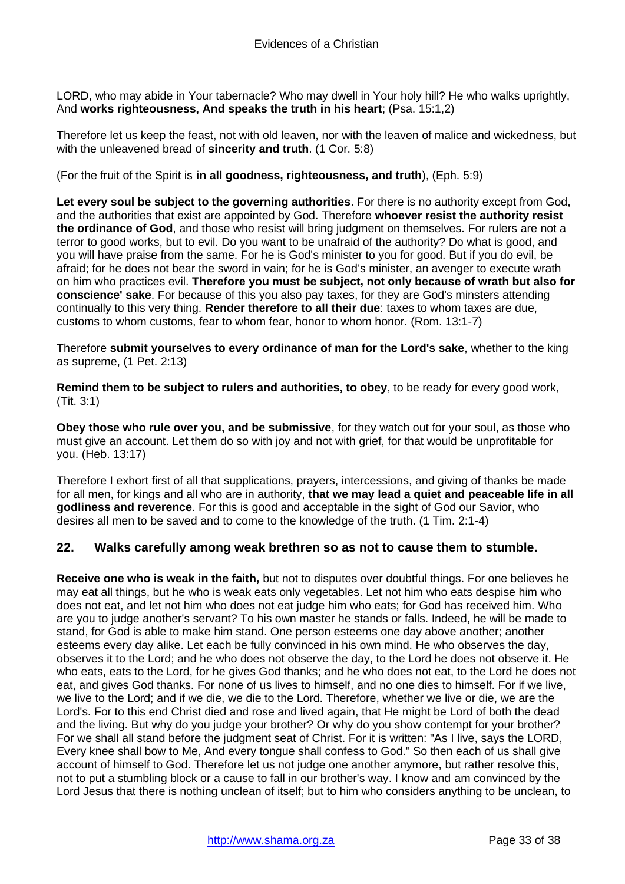LORD, who may abide in Your tabernacle? Who may dwell in Your holy hill? He who walks uprightly, And **works righteousness, And speaks the truth in his heart**; (Psa. 15:1,2)

Therefore let us keep the feast, not with old leaven, nor with the leaven of malice and wickedness, but with the unleavened bread of **sincerity and truth**. (1 Cor. 5:8)

(For the fruit of the Spirit is **in all goodness, righteousness, and truth**), (Eph. 5:9)

**Let every soul be subject to the governing authorities**. For there is no authority except from God, and the authorities that exist are appointed by God. Therefore **whoever resist the authority resist the ordinance of God**, and those who resist will bring judgment on themselves. For rulers are not a terror to good works, but to evil. Do you want to be unafraid of the authority? Do what is good, and you will have praise from the same. For he is God's minister to you for good. But if you do evil, be afraid; for he does not bear the sword in vain; for he is God's minister, an avenger to execute wrath on him who practices evil. **Therefore you must be subject, not only because of wrath but also for conscience' sake**. For because of this you also pay taxes, for they are God's minsters attending continually to this very thing. **Render therefore to all their due**: taxes to whom taxes are due, customs to whom customs, fear to whom fear, honor to whom honor. (Rom. 13:1-7)

Therefore **submit yourselves to every ordinance of man for the Lord's sake**, whether to the king as supreme, (1 Pet. 2:13)

**Remind them to be subject to rulers and authorities, to obey**, to be ready for every good work, (Tit. 3:1)

**Obey those who rule over you, and be submissive**, for they watch out for your soul, as those who must give an account. Let them do so with joy and not with grief, for that would be unprofitable for you. (Heb. 13:17)

Therefore I exhort first of all that supplications, prayers, intercessions, and giving of thanks be made for all men, for kings and all who are in authority, **that we may lead a quiet and peaceable life in all godliness and reverence**. For this is good and acceptable in the sight of God our Savior, who desires all men to be saved and to come to the knowledge of the truth. (1 Tim. 2:1-4)

## 22. Walks carefully among weak brethren so as not to cause them to stumble.

**Receive one who is weak in the faith,** but not to disputes over doubtful things. For one believes he may eat all things, but he who is weak eats only vegetables. Let not him who eats despise him who does not eat, and let not him who does not eat judge him who eats; for God has received him. Who are you to judge another's servant? To his own master he stands or falls. Indeed, he will be made to stand, for God is able to make him stand. One person esteems one day above another; another esteems every day alike. Let each be fully convinced in his own mind. He who observes the day, observes it to the Lord; and he who does not observe the day, to the Lord he does not observe it. He who eats, eats to the Lord, for he gives God thanks; and he who does not eat, to the Lord he does not eat, and gives God thanks. For none of us lives to himself, and no one dies to himself. For if we live, we live to the Lord; and if we die, we die to the Lord. Therefore, whether we live or die, we are the Lord's. For to this end Christ died and rose and lived again, that He might be Lord of both the dead and the living. But why do you judge your brother? Or why do you show contempt for your brother? For we shall all stand before the judgment seat of Christ. For it is written: "As I live, says the LORD, Every knee shall bow to Me, And every tongue shall confess to God." So then each of us shall give account of himself to God. Therefore let us not judge one another anymore, but rather resolve this, not to put a stumbling block or a cause to fall in our brother's way. I know and am convinced by the Lord Jesus that there is nothing unclean of itself; but to him who considers anything to be unclean, to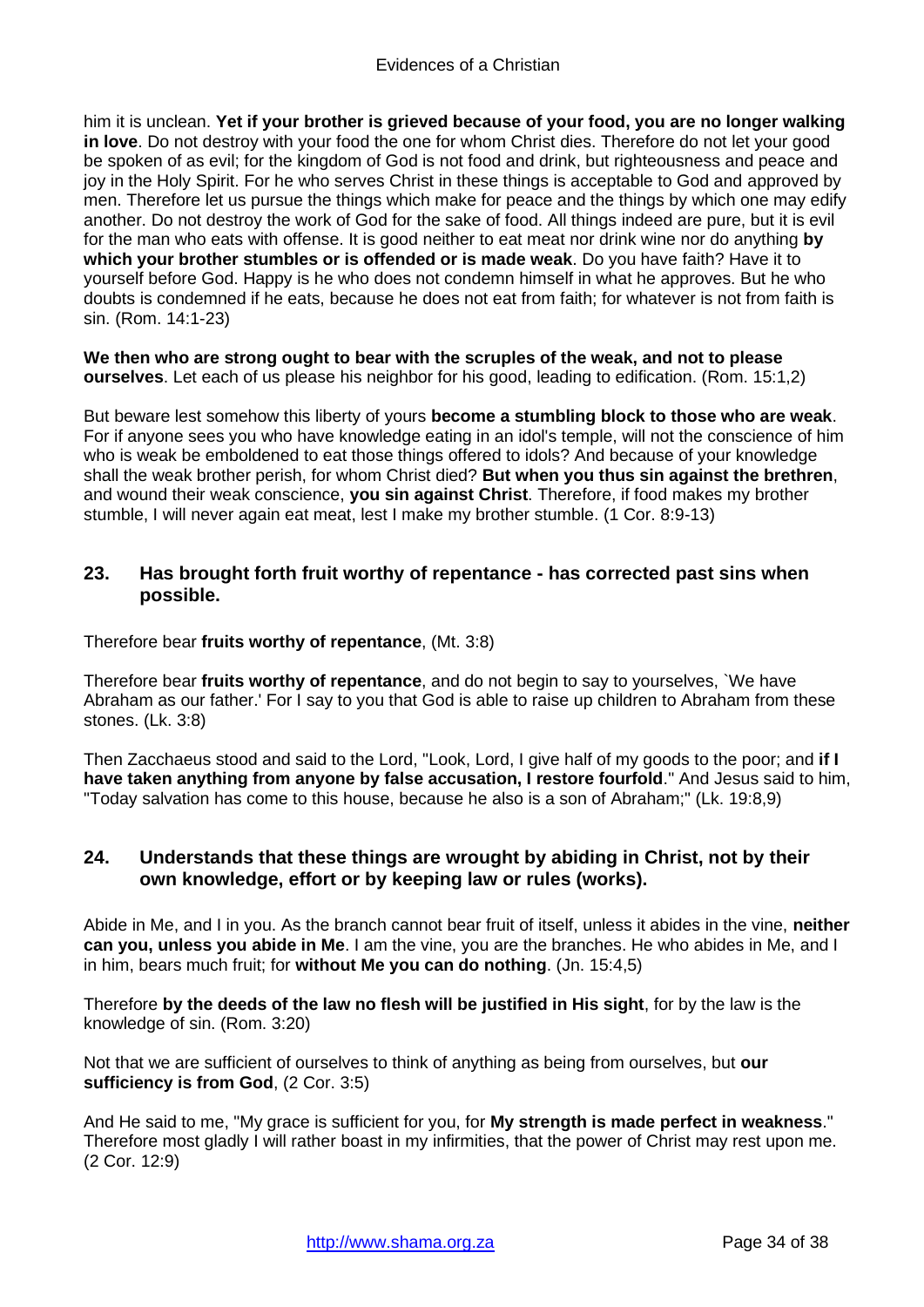him it is unclean. **Yet if your brother is grieved because of your food, you are no longer walking in love**. Do not destroy with your food the one for whom Christ dies. Therefore do not let your good be spoken of as evil; for the kingdom of God is not food and drink, but righteousness and peace and joy in the Holy Spirit. For he who serves Christ in these things is acceptable to God and approved by men. Therefore let us pursue the things which make for peace and the things by which one may edify another. Do not destroy the work of God for the sake of food. All things indeed are pure, but it is evil for the man who eats with offense. It is good neither to eat meat nor drink wine nor do anything **by which your brother stumbles or is offended or is made weak**. Do you have faith? Have it to yourself before God. Happy is he who does not condemn himself in what he approves. But he who doubts is condemned if he eats, because he does not eat from faith; for whatever is not from faith is sin. (Rom. 14:1-23)

**We then who are strong ought to bear with the scruples of the weak, and not to please ourselves**. Let each of us please his neighbor for his good, leading to edification. (Rom. 15:1,2)

But beware lest somehow this liberty of yours **become a stumbling block to those who are weak**. For if anyone sees you who have knowledge eating in an idol's temple, will not the conscience of him who is weak be emboldened to eat those things offered to idols? And because of your knowledge shall the weak brother perish, for whom Christ died? **But when you thus sin against the brethren**, and wound their weak conscience, **you sin against Christ**. Therefore, if food makes my brother stumble, I will never again eat meat, lest I make my brother stumble. (1 Cor. 8:9-13)

### 23. Has brought forth fruit worthy of repentance - has corrected past sins when possible.

Therefore bear **fruits worthy of repentance**, (Mt. 3:8)

Therefore bear **fruits worthy of repentance**, and do not begin to say to yourselves, `We have Abraham as our father.' For I say to you that God is able to raise up children to Abraham from these stones. (Lk. 3:8)

Then Zacchaeus stood and said to the Lord, "Look, Lord, I give half of my goods to the poor; and **if I have taken anything from anyone by false accusation, I restore fourfold**." And Jesus said to him, "Today salvation has come to this house, because he also is a son of Abraham;" (Lk. 19:8,9)

### 24. Understands that these things are wrought by abiding in Christ, not by their own knowledge, effort or by keeping law or rules (works).

Abide in Me, and I in you. As the branch cannot bear fruit of itself, unless it abides in the vine, **neither can you, unless you abide in Me**. I am the vine, you are the branches. He who abides in Me, and I in him, bears much fruit; for **without Me you can do nothing**. (Jn. 15:4,5)

Therefore **by the deeds of the law no flesh will be justified in His sight**, for by the law is the knowledge of sin. (Rom. 3:20)

Not that we are sufficient of ourselves to think of anything as being from ourselves, but **our sufficiency is from God**, (2 Cor. 3:5)

And He said to me, "My grace is sufficient for you, for **My strength is made perfect in weakness**." Therefore most gladly I will rather boast in my infirmities, that the power of Christ may rest upon me. (2 Cor. 12:9)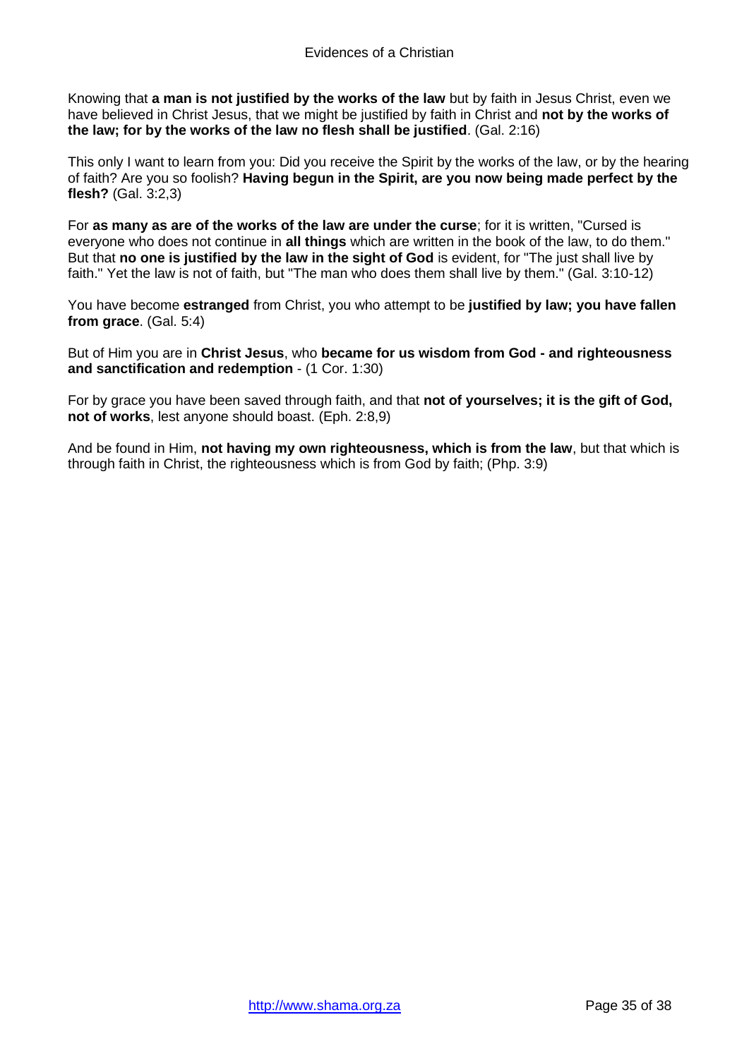Knowing that **a man is not justified by the works of the law** but by faith in Jesus Christ, even we have believed in Christ Jesus, that we might be justified by faith in Christ and **not by the works of the law; for by the works of the law no flesh shall be justified**. (Gal. 2:16)

This only I want to learn from you: Did you receive the Spirit by the works of the law, or by the hearing of faith? Are you so foolish? **Having begun in the Spirit, are you now being made perfect by the flesh?** (Gal. 3:2,3)

For **as many as are of the works of the law are under the curse**; for it is written, "Cursed is everyone who does not continue in **all things** which are written in the book of the law, to do them." But that **no one is justified by the law in the sight of God** is evident, for "The just shall live by faith." Yet the law is not of faith, but "The man who does them shall live by them." (Gal. 3:10-12)

You have become **estranged** from Christ, you who attempt to be **justified by law; you have fallen from grace**. (Gal. 5:4)

But of Him you are in **Christ Jesus**, who **became for us wisdom from God - and righteousness and sanctification and redemption** - (1 Cor. 1:30)

For by grace you have been saved through faith, and that **not of yourselves; it is the gift of God, not of works**, lest anyone should boast. (Eph. 2:8,9)

And be found in Him, **not having my own righteousness, which is from the law**, but that which is through faith in Christ, the righteousness which is from God by faith; (Php. 3:9)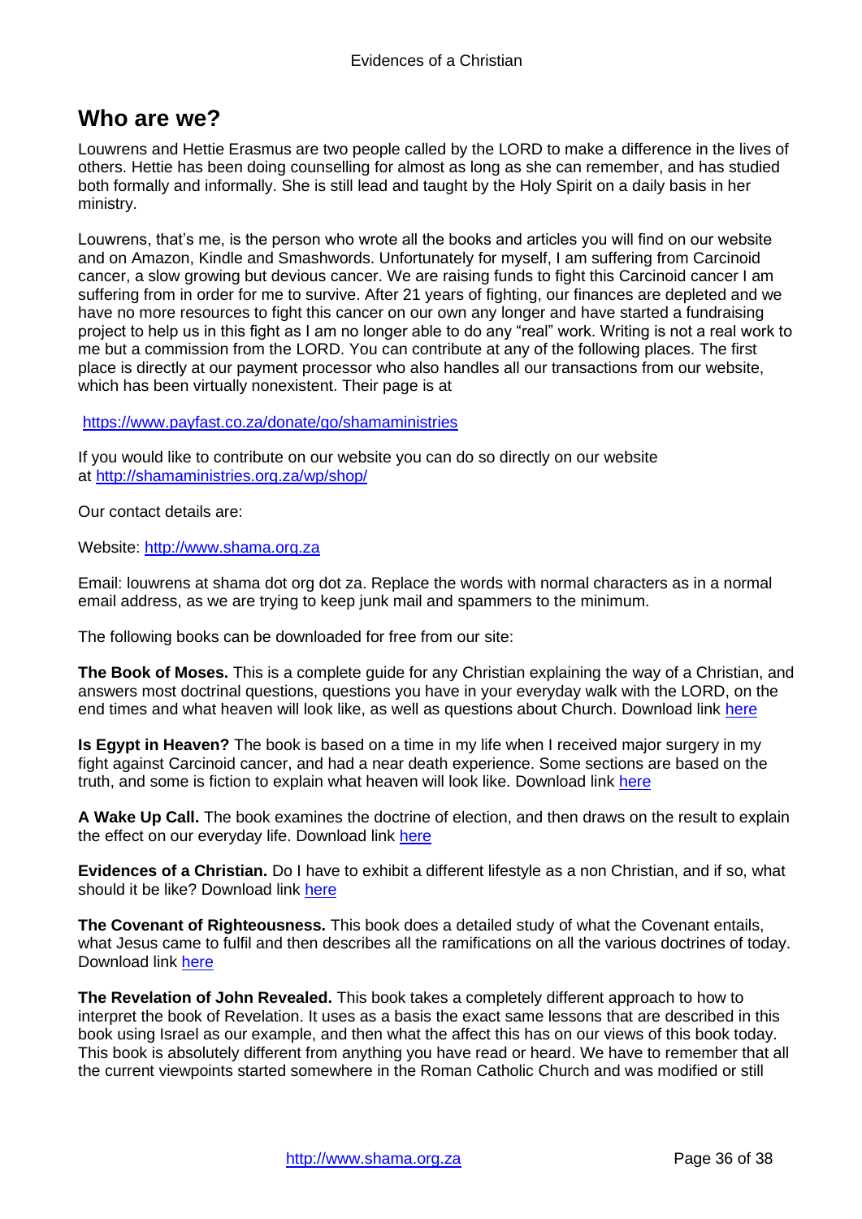## Who are we?

Louwrens and Hettie Erasmus are two people called by the LORD to make a difference in the lives of others. Hettie has been doing counselling for almost as long as she can remember, and has studied both formally and informally. She is still lead and taught by the Holy Spirit on a daily basis in her ministry.

Louwrens, that's me, is the person who wrote all the books and articles you will find on our website and on Amazon, Kindle and Smashwords. Unfortunately for myself, I am suffering from Carcinoid cancer, a slow growing but devious cancer. We are raising funds to fight this Carcinoid cancer I am suffering from in order for me to survive. After 21 years of fighting, our finances are depleted and we have no more resources to fight this cancer on our own any longer and have started a fundraising project to help us in this fight as I am no longer able to do any "real" work. Writing is not a real work to me but a commission from the LORD. You can contribute at any of the following places. The first place is directly at our payment processor who also handles all our transactions from our website, which has been virtually nonexistent. Their page is at

https://www.payfast.co.za/donate/go/shamaministries

If you would like to contribute on our website you can do so directly on our website at http://shamaministries.org.za/wp/shop/

Our contact details are:

Website: http://www.shama.org.za

Email: louwrens at shama dot org dot za. Replace the words with normal characters as in a normal email address, as we are trying to keep junk mail and spammers to the minimum.

The following books can be downloaded for free from our site:

**The Book of Moses.** This is a complete guide for any Christian explaining the way of a Christian, and answers most doctrinal questions, questions you have in your everyday walk with the LORD, on the end times and what heaven will look like, as well as questions about Church. Download link here

**Is Egypt in Heaven?** The book is based on a time in my life when I received major surgery in my fight against Carcinoid cancer, and had a near death experience. Some sections are based on the truth, and some is fiction to explain what heaven will look like. Download link here

**A Wake Up Call.** The book examines the doctrine of election, and then draws on the result to explain the effect on our everyday life. Download link here

**Evidences of a Christian.** Do I have to exhibit a different lifestyle as a non Christian, and if so, what should it be like? Download link here

**The Covenant of Righteousness.** This book does a detailed study of what the Covenant entails, what Jesus came to fulfil and then describes all the ramifications on all the various doctrines of today. Download link here

**The Revelation of John Revealed.** This book takes a completely different approach to how to interpret the book of Revelation. It uses as a basis the exact same lessons that are described in this book using Israel as our example, and then what the affect this has on our views of this book today. This book is absolutely different from anything you have read or heard. We have to remember that all the current viewpoints started somewhere in the Roman Catholic Church and was modified or still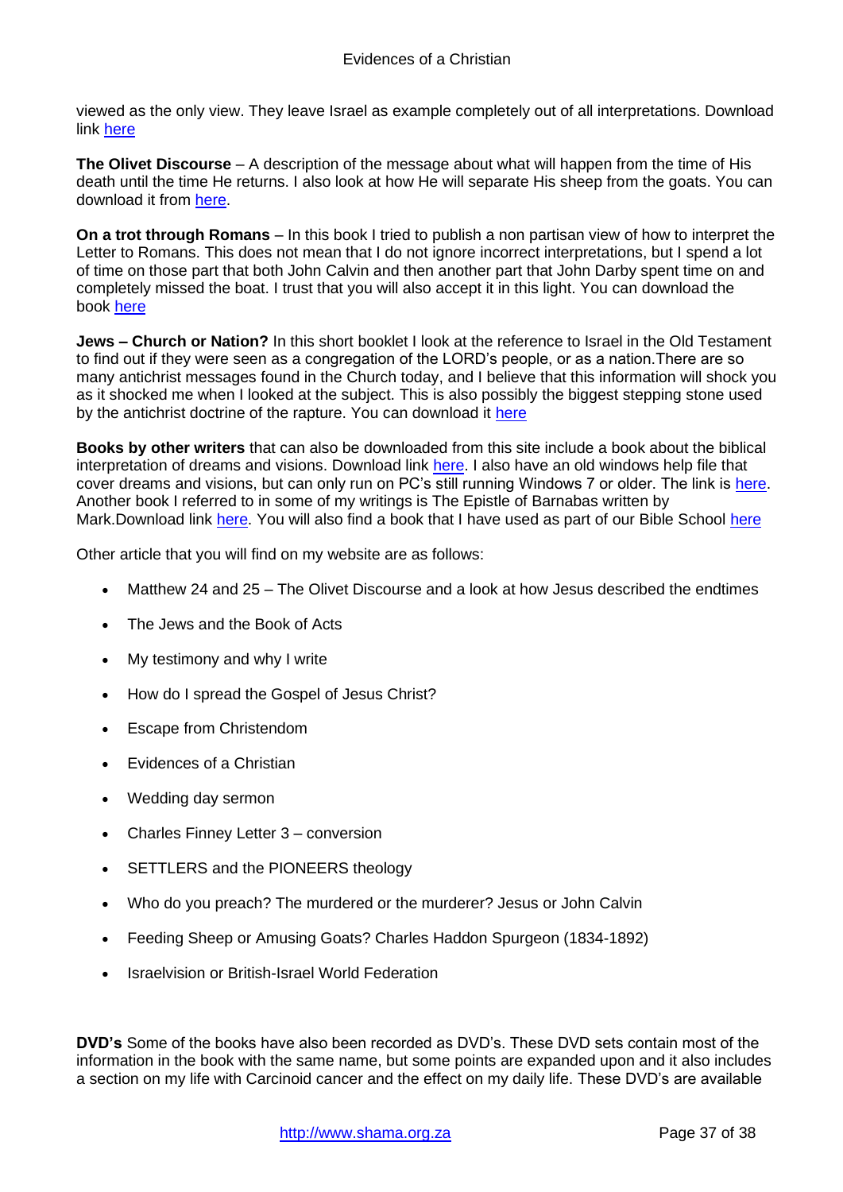viewed as the only view. They leave Israel as example completely out of all interpretations. Download link here

**The Olivet Discourse** – A description of the message about what will happen from the time of His death until the time He returns. I also look at how He will separate His sheep from the goats. You can download it from here.

**On a trot through Romans** – In this book I tried to publish a non partisan view of how to interpret the Letter to Romans. This does not mean that I do not ignore incorrect interpretations, but I spend a lot of time on those part that both John Calvin and then another part that John Darby spent time on and completely missed the boat. I trust that you will also accept it in this light. You can download the book here

**Jews – Church or Nation?** In this short booklet I look at the reference to Israel in the Old Testament to find out if they were seen as a congregation of the LORD's people, or as a nation.There are so many antichrist messages found in the Church today, and I believe that this information will shock you as it shocked me when I looked at the subject. This is also possibly the biggest stepping stone used by the antichrist doctrine of the rapture. You can download it here

**Books by other writers** that can also be downloaded from this site include a book about the biblical interpretation of dreams and visions. Download link here. I also have an old windows help file that cover dreams and visions, but can only run on PC's still running Windows 7 or older. The link is here. Another book I referred to in some of my writings is The Epistle of Barnabas written by Mark.Download link here. You will also find a book that I have used as part of our Bible School here

Other article that you will find on my website are as follows:

- Matthew 24 and 25 – The Olivet Discourse and a look at how Jesus described the endtimes
- The Jews and the Book of Acts
- My testimony and why I write
- How do I spread the Gospel of Jesus Christ?
- Escape from Christendom
- Evidences of a Christian
- Wedding day sermon
- Charles Finney Letter 3 – conversion
- SETTLERS and the PIONEERS theology
- Who do you preach? The murdered or the murderer? Jesus or John Calvin
- Feeding Sheep or Amusing Goats? Charles Haddon Spurgeon (1834-1892)
- Israelvision or British-Israel World Federation

**DVD's** Some of the books have also been recorded as DVD's. These DVD sets contain most of the information in the book with the same name, but some points are expanded upon and it also includes a section on my life with Carcinoid cancer and the effect on my daily life. These DVD's are available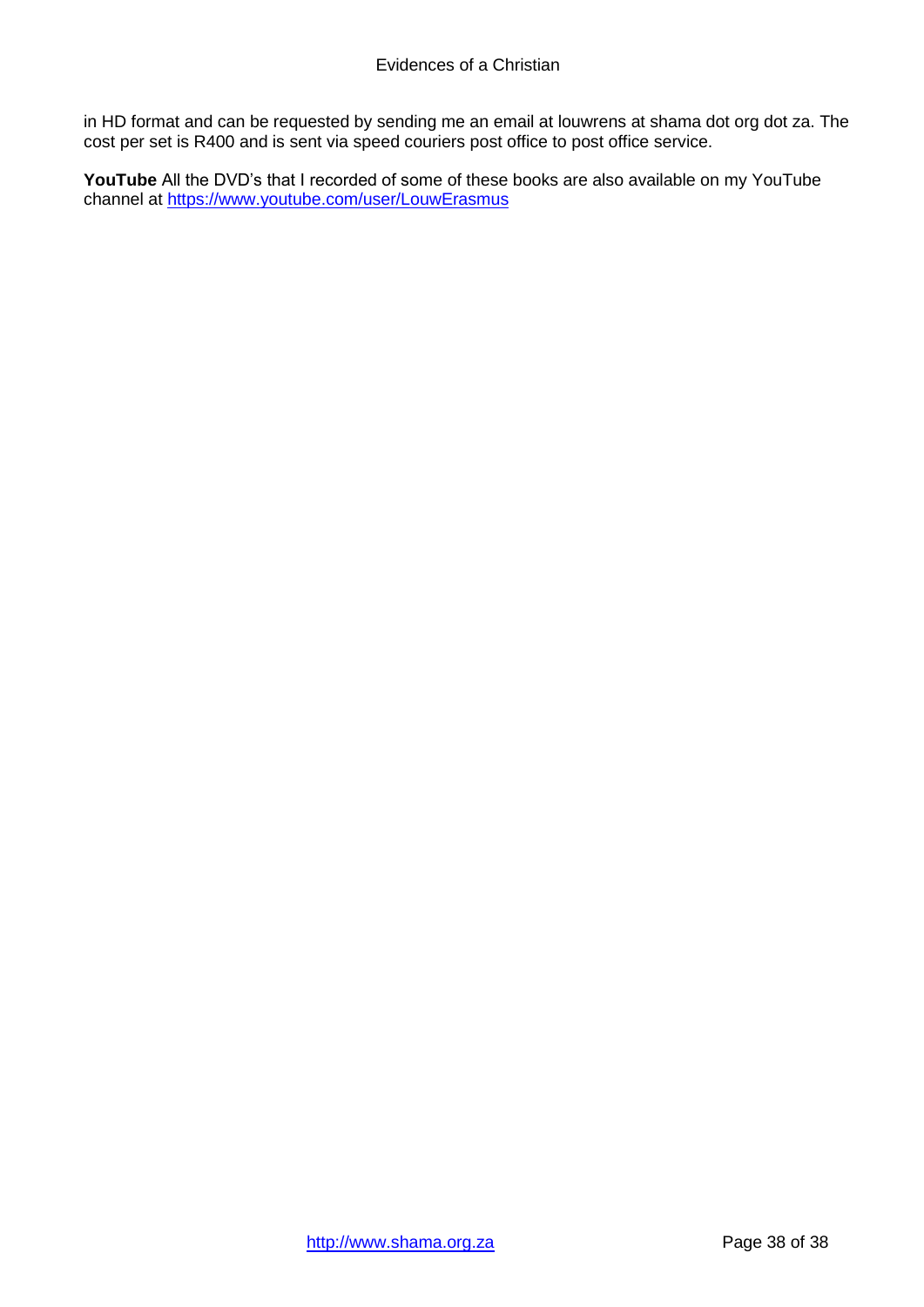in HD format and can be requested by sending me an email at louwrens at shama dot org dot za. The cost per set is R400 and is sent via speed couriers post office to post office service.

**YouTube** All the DVD's that I recorded of some of these books are also available on my YouTube channel at https://www.youtube.com/user/LouwErasmus